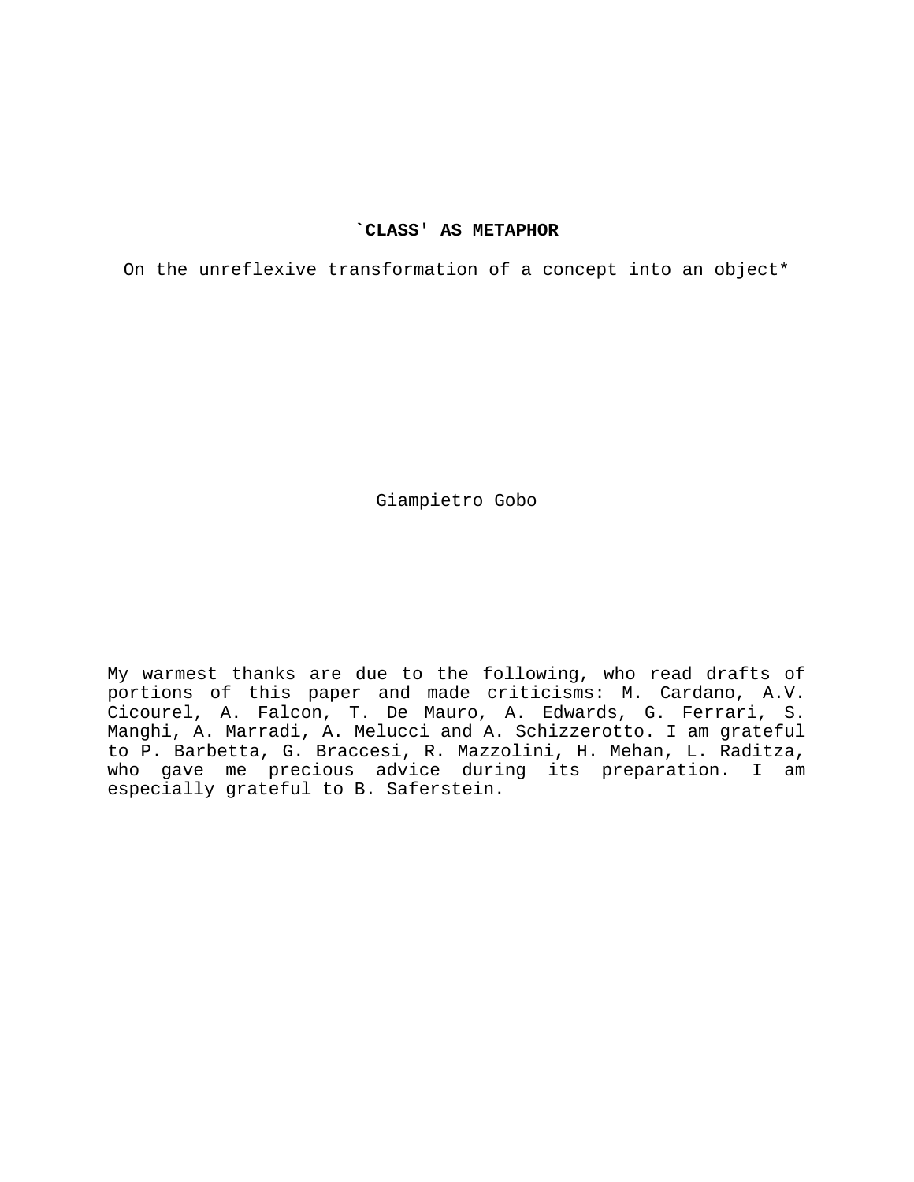# `CLASS' AS METAPHOR

On the unreflexive transformation of a concept into an object*

Giampietro Gobo

My warmest thanks are due to the following, who read drafts of portions of this paper and made criticisms: M. Cardano, A.V. Cicourel, A. Falcon, T. De Mauro, A. Edwards, G. Ferrari, S. Manghi, A. Marradi, A. Melucci and A. Schizzerotto. I am grateful to P. Barbetta, G. Braccesi, R. Mazzolini, H. Mehan, L. Raditza, who gave me precious advice during its preparation. I am especially grateful to B. Saferstein.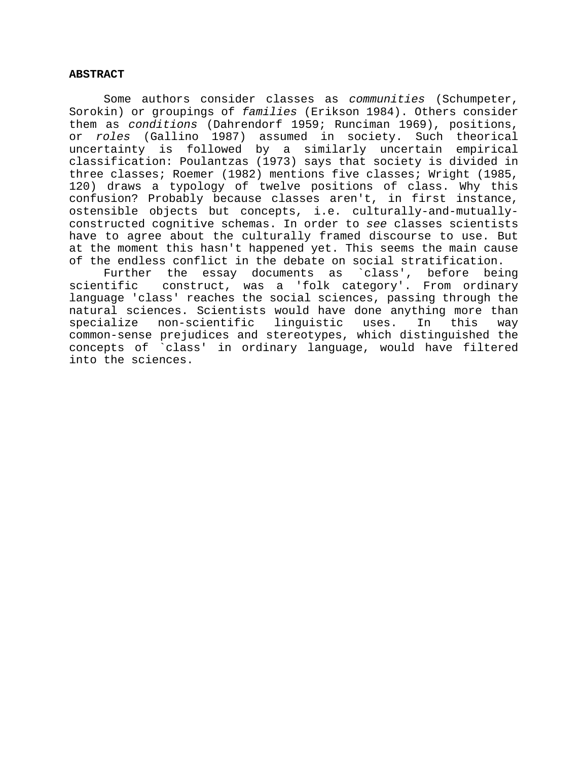**ABSTRACT**

Some authors consider classes as *communities* (Schumpeter, Sorokin) or groupings of *families* (Erikson 1984). Others consider them as *conditions* (Dahrendorf 1959; Runciman 1969), positions, or *roles* (Gallino 1987) assumed in society. Such theorical uncertainty is followed by a similarly uncertain empirical classification: Poulantzas (1973) says that society is divided in three classes; Roemer (1982) mentions five classes; Wright (1985, 120) draws a typology of twelve positions of class. Why this confusion? Probably because classes aren't, in first instance, ostensible objects but concepts, i.e. culturally-and-mutually-constructed cognitive schemas. In order to *see* classes scientists have to agree about the culturally framed discourse to use. But at the moment this hasn't happened yet. This seems the main cause of the endless conflict in the debate on social stratification.

Further the essay documents as `class', before being scientific construct, was a 'folk category'. From ordinary language 'class' reaches the social sciences, passing through the natural sciences. Scientists would have done anything more than specialize non-scientific linguistic uses. In this way common-sense prejudices and stereotypes, which distinguished the concepts of `class' in ordinary language, would have filtered into the sciences.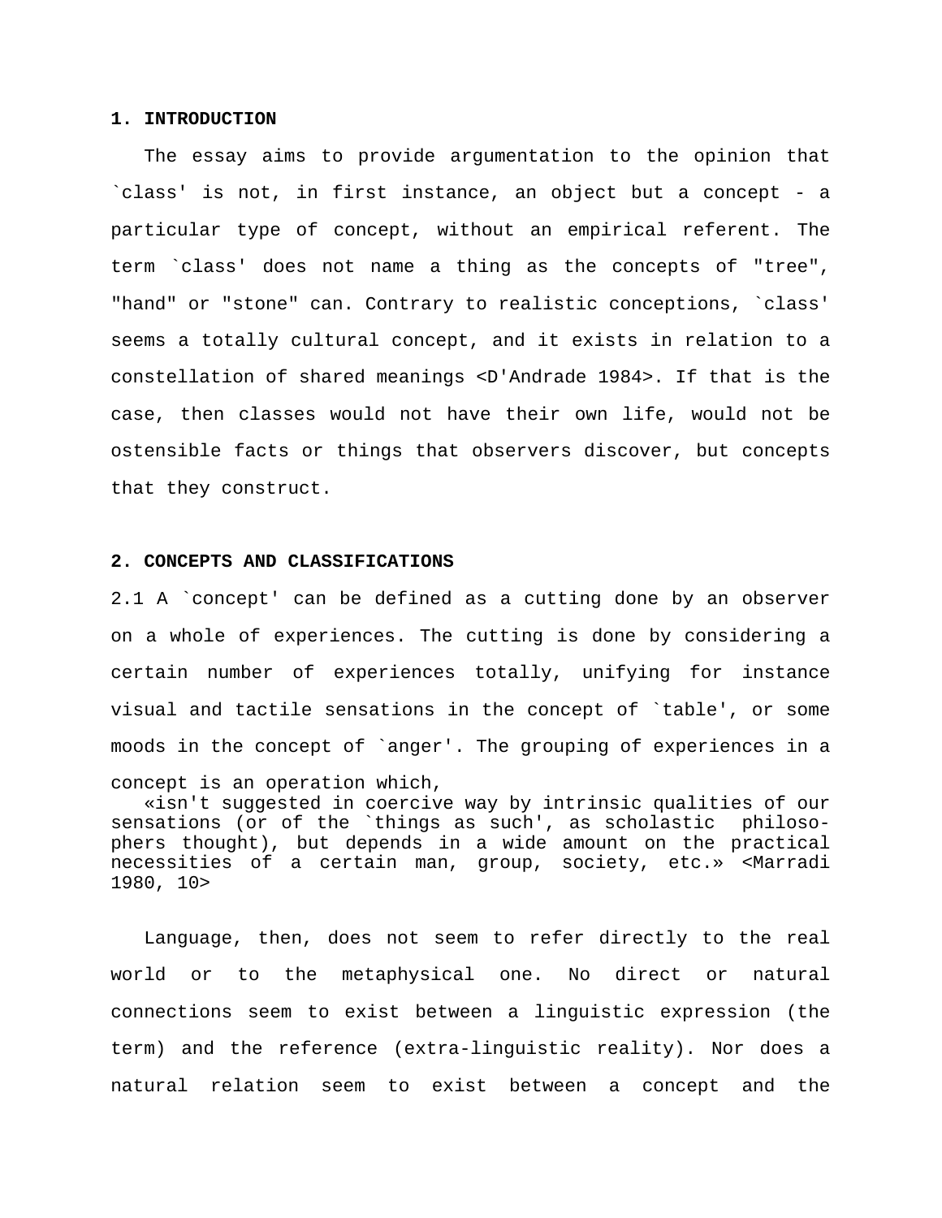## 1. INTRODUCTION

The essay aims to provide argumentation to the opinion that `class' is not, in first instance, an object but a concept - a particular type of concept, without an empirical referent. The term `class' does not name a thing as the concepts of "tree", "hand" or "stone" can. Contrary to realistic conceptions, `class' seems a totally cultural concept, and it exists in relation to a constellation of shared meanings <D'Andrade 1984>. If that is the case, then classes would not have their own life, would not be ostensible facts or things that observers discover, but concepts that they construct.

## 2. CONCEPTS AND CLASSIFICATIONS

2.1 A `concept' can be defined as a cutting done by an observer on a whole of experiences. The cutting is done by considering a certain number of experiences totally, unifying for instance visual and tactile sensations in the concept of `table', or some moods in the concept of `anger'. The grouping of experiences in a concept is an operation which,

> «isn't suggested in coercive way by intrinsic qualities of our sensations (or of the `things as such', as scholastic philosophers thought), but depends in a wide amount on the practical necessities of a certain man, group, society, etc.» <Marradi 1980, 10>

Language, then, does not seem to refer directly to the real world or to the metaphysical one. No direct or natural connections seem to exist between a linguistic expression (the term) and the reference (extra-linguistic reality). Nor does a natural relation seem to exist between a concept and the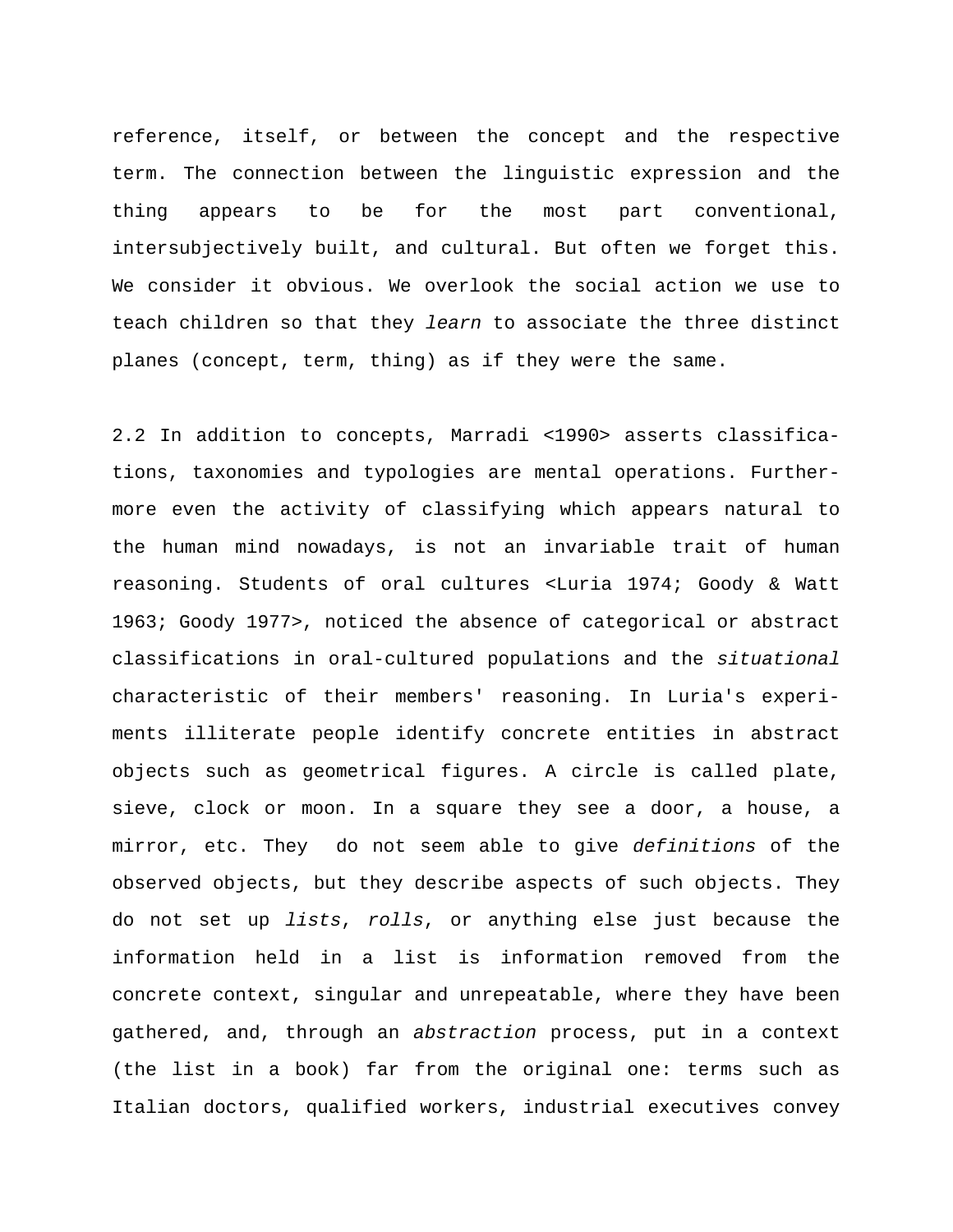reference, itself, or between the concept and the respective term. The connection between the linguistic expression and the thing appears to be for the most part conventional, intersubjectively built, and cultural. But often we forget this. We consider it obvious. We overlook the social action we use to teach children so that they *learn* to associate the three distinct planes (concept, term, thing) as if they were the same.

2.2 In addition to concepts, Marradi <1990> asserts classifications, taxonomies and typologies are mental operations. Furthermore even the activity of classifying which appears natural to the human mind nowadays, is not an invariable trait of human reasoning. Students of oral cultures <Luria 1974; Goody & Watt 1963; Goody 1977>, noticed the absence of categorical or abstract classifications in oral-cultured populations and the *situational* characteristic of their members' reasoning. In Luria's experiments illiterate people identify concrete entities in abstract objects such as geometrical figures. A circle is called plate, sieve, clock or moon. In a square they see a door, a house, a mirror, etc. They do not seem able to give *definitions* of the observed objects, but they describe aspects of such objects. They do not set up *lists*, *rolls*, or anything else just because the information held in a list is information removed from the concrete context, singular and unrepeatable, where they have been gathered, and, through an *abstraction* process, put in a context (the list in a book) far from the original one: terms such as Italian doctors, qualified workers, industrial executives convey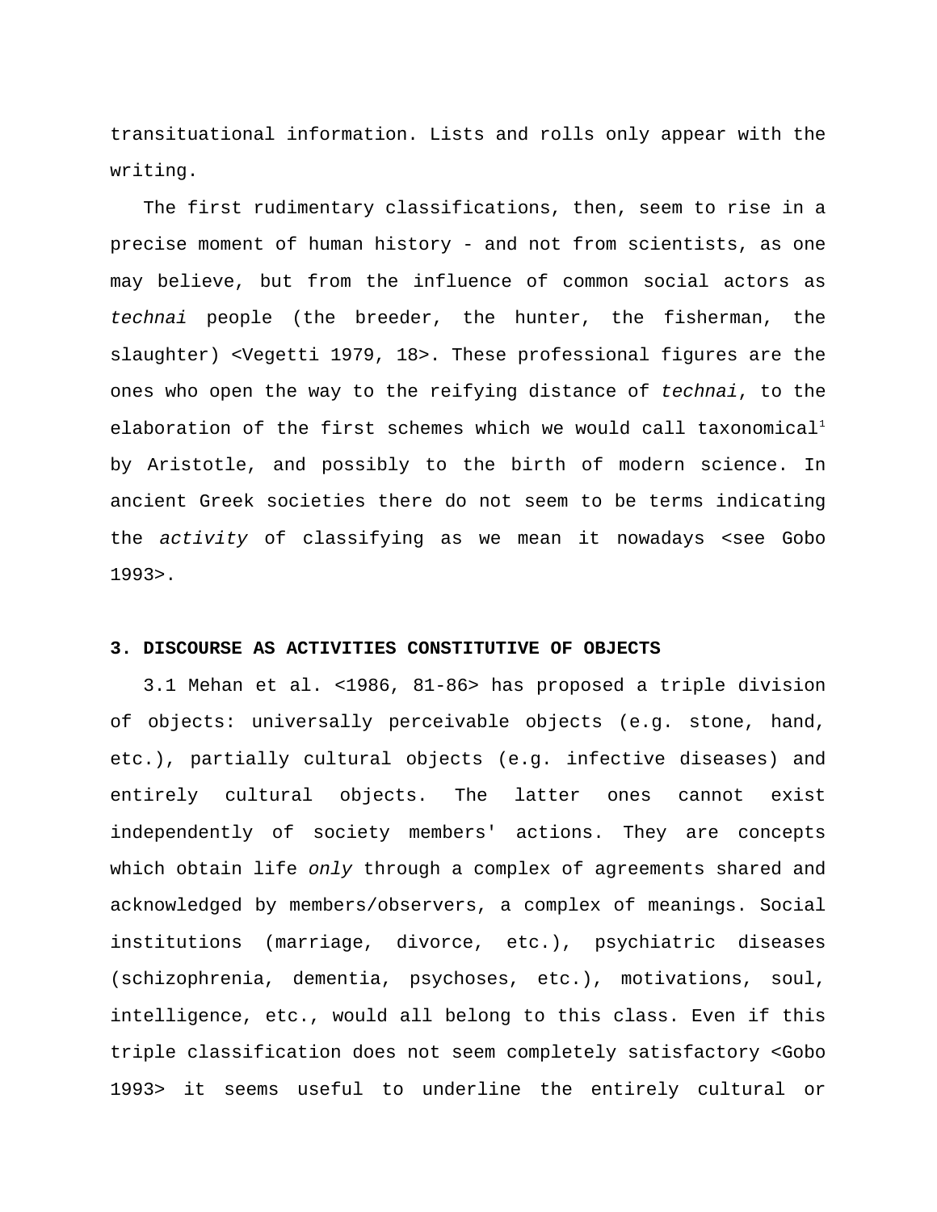transituational information. Lists and rolls only appear with the writing.

The first rudimentary classifications, then, seem to rise in a precise moment of human history - and not from scientists, as one may believe, but from the influence of common social actors as *technai* people (the breeder, the hunter, the fisherman, the slaughter) <Vegetti 1979, 18>. These professional figures are the ones who open the way to the reifying distance of *technai*, to the elaboration of the first schemes which we would call taxonomical[1] by Aristotle, and possibly to the birth of modern science. In ancient Greek societies there do not seem to be terms indicating the *activity* of classifying as we mean it nowadays <see Gobo 1993>.

## 3. DISCOURSE AS ACTIVITIES CONSTITUTIVE OF OBJECTS

3.1 Mehan et al. <1986, 81-86> has proposed a triple division of objects: universally perceivable objects (e.g. stone, hand, etc.), partially cultural objects (e.g. infective diseases) and entirely cultural objects. The latter ones cannot exist independently of society members' actions. They are concepts which obtain life *only* through a complex of agreements shared and acknowledged by members/observers, a complex of meanings. Social institutions (marriage, divorce, etc.), psychiatric diseases (schizophrenia, dementia, psychoses, etc.), motivations, soul, intelligence, etc., would all belong to this class. Even if this triple classification does not seem completely satisfactory <Gobo 1993> it seems useful to underline the entirely cultural or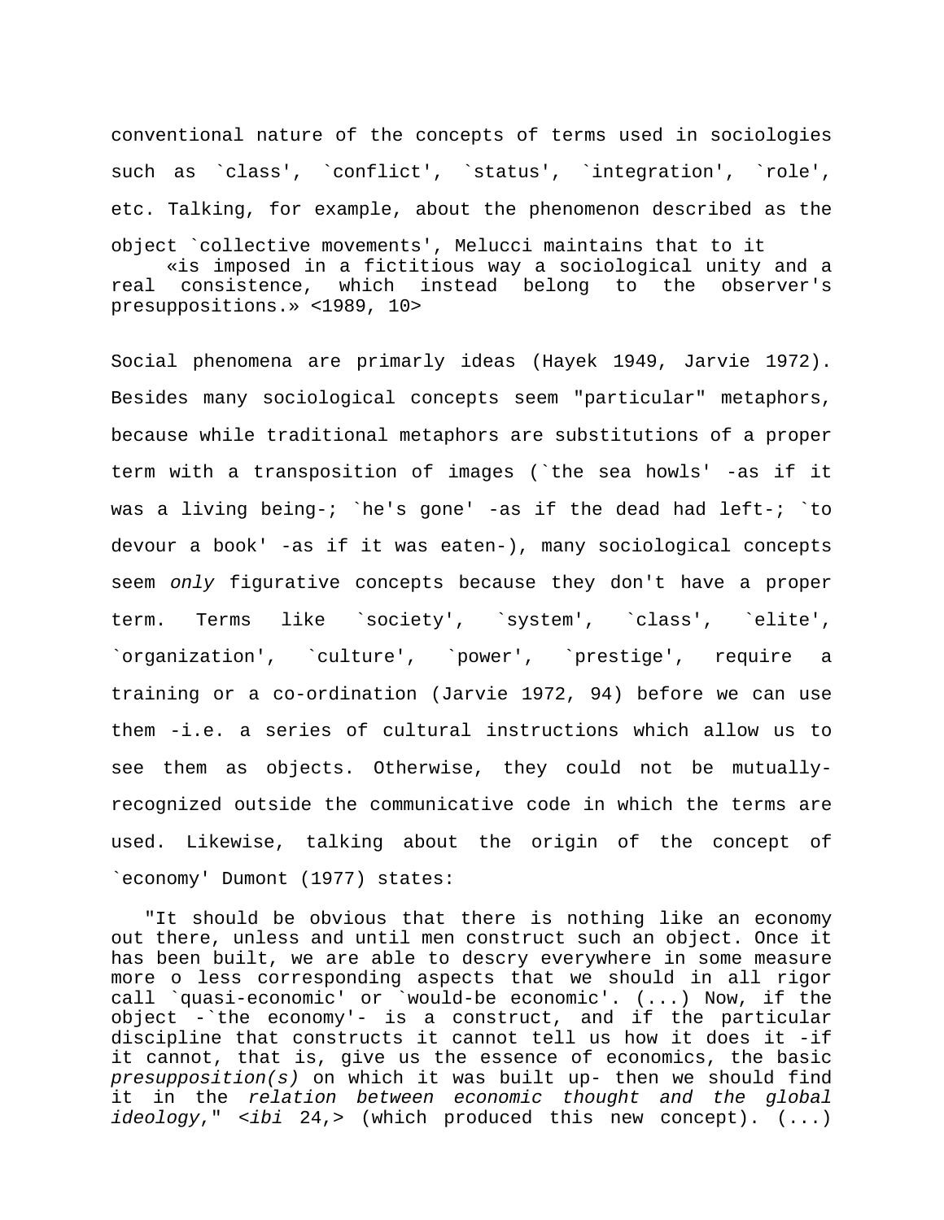conventional nature of the concepts of terms used in sociologies such as `class', `conflict', `status', `integration', `role', etc. Talking, for example, about the phenomenon described as the object `collective movements', Melucci maintains that to it

> «is imposed in a fictitious way a sociological unity and a real consistence, which instead belong to the observer's presuppositions.» <1989, 10>

Social phenomena are primarily ideas (Hayek 1949, Jarvie 1972). Besides many sociological concepts seem "particular" metaphors, because while traditional metaphors are substitutions of a proper term with a transposition of images (`the sea howls' -as if it was a living being-; `he's gone' -as if the dead had left-; `to devour a book' -as if it was eaten-), many sociological concepts seem *only* figurative concepts because they don't have a proper term. Terms like `society', `system', `class', `elite', `organization', `culture', `power', `prestige', require a training or a co-ordination (Jarvie 1972, 94) before we can use them -i.e. a series of cultural instructions which allow us to see them as objects. Otherwise, they could not be mutually-recognized outside the communicative code in which the terms are used. Likewise, talking about the origin of the concept of `economy' Dumont (1977) states:

> "It should be obvious that there is nothing like an economy out there, unless and until men construct such an object. Once it has been built, we are able to descry everywhere in some measure more o less corresponding aspects that we should in all rigor call `quasi-economic' or `would-be economic'. (...) Now, if the object -`the economy'- is a construct, and if the particular discipline that constructs it cannot tell us how it does it -if it cannot, that is, give us the essence of economics, the basic *presupposition(s)* on which it was built up- then we should find it in the *relation between economic thought and the global ideology*," <*ibi* 24,> (which produced this new concept). (...)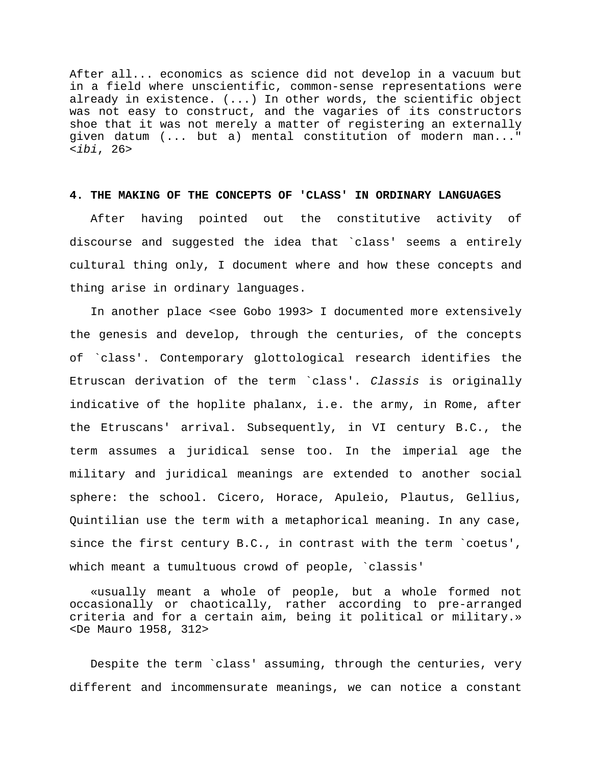After all... economics as science did not develop in a vacuum but in a field where unscientific, common-sense representations were already in existence. (...) In other words, the scientific object was not easy to construct, and the vagaries of its constructors shoe that it was not merely a matter of registering an externally given datum (... but a) mental constitution of modern man..." <*ibi*, 26>

## 4. THE MAKING OF THE CONCEPTS OF 'CLASS' IN ORDINARY LANGUAGES

After having pointed out the constitutive activity of discourse and suggested the idea that `class' seems a entirely cultural thing only, I document where and how these concepts and thing arise in ordinary languages.

In another place <see Gobo 1993> I documented more extensively the genesis and develop, through the centuries, of the concepts of `class'. Contemporary glottological research identifies the Etruscan derivation of the term `class'. *Classis* is originally indicative of the hoplite phalanx, i.e. the army, in Rome, after the Etruscans' arrival. Subsequently, in VI century B.C., the term assumes a juridical sense too. In the imperial age the military and juridical meanings are extended to another social sphere: the school. Cicero, Horace, Apuleio, Plautus, Gellius, Quintilian use the term with a metaphorical meaning. In any case, since the first century B.C., in contrast with the term `coetus', which meant a tumultuous crowd of people, `classis'

«usually meant a whole of people, but a whole formed not occasionally or chaotically, rather according to pre-arranged criteria and for a certain aim, being it political or military.» <De Mauro 1958, 312>

Despite the term `class' assuming, through the centuries, very different and incommensurate meanings, we can notice a constant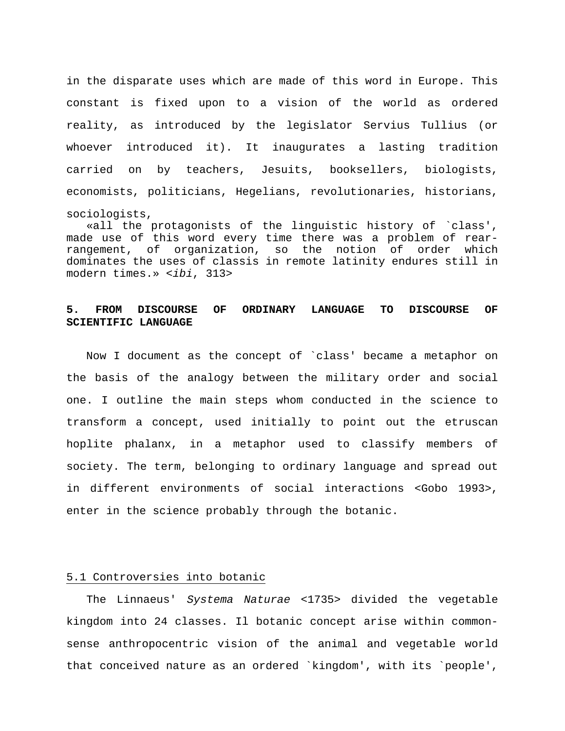in the disparate uses which are made of this word in Europe. This constant is fixed upon to a vision of the world as ordered reality, as introduced by the legislator Servius Tullius (or whoever introduced it). It inaugurates a lasting tradition carried on by teachers, Jesuits, booksellers, biologists, economists, politicians, Hegelians, revolutionaries, historians, sociologists,

> «all the protagonists of the linguistic history of `class', made use of this word every time there was a problem of rearrangement, of organization, so the notion of order which dominates the uses of classis in remote latinity endures still in modern times.» <*ibi*, 313>

## 5. FROM DISCOURSE OF ORDINARY LANGUAGE TO DISCOURSE OF SCIENTIFIC LANGUAGE

Now I document as the concept of `class' became a metaphor on the basis of the analogy between the military order and social one. I outline the main steps whom conducted in the science to transform a concept, used initially to point out the etruscan hoplite phalanx, in a metaphor used to classify members of society. The term, belonging to ordinary language and spread out in different environments of social interactions <Gobo 1993>, enter in the science probably through the botanic.

### 5.1 Controversies into botanic

The Linnaeus' *Systema Naturae* <1735> divided the vegetable kingdom into 24 classes. Il botanic concept arise within common-sense anthropocentric vision of the animal and vegetable world that conceived nature as an ordered `kingdom', with its `people',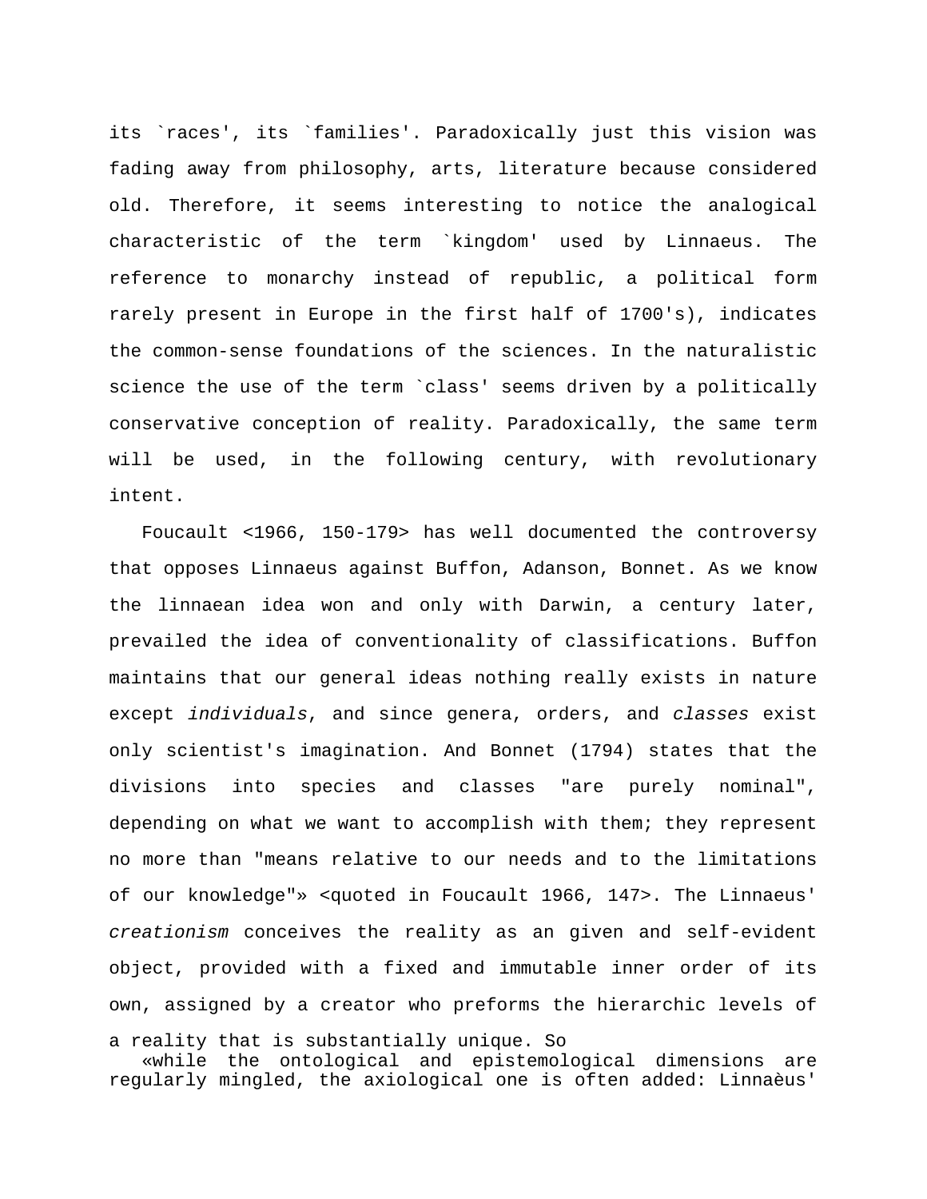its `races', its `families'. Paradoxically just this vision was fading away from philosophy, arts, literature because considered old. Therefore, it seems interesting to notice the analogical characteristic of the term `kingdom' used by Linnaeus. The reference to monarchy instead of republic, a political form rarely present in Europe in the first half of 1700's), indicates the common-sense foundations of the sciences. In the naturalistic science the use of the term `class' seems driven by a politically conservative conception of reality. Paradoxically, the same term will be used, in the following century, with revolutionary intent.

Foucault <1966, 150-179> has well documented the controversy that opposes Linnaeus against Buffon, Adanson, Bonnet. As we know the linnaean idea won and only with Darwin, a century later, prevailed the idea of conventionality of classifications. Buffon maintains that our general ideas nothing really exists in nature except *individuals*, and since genera, orders, and *classes* exist only scientist's imagination. And Bonnet (1794) states that the divisions into species and classes "are purely nominal", depending on what we want to accomplish with them; they represent no more than "means relative to our needs and to the limitations of our knowledge"» <quoted in Foucault 1966, 147>. The Linnaeus' *creationism* conceives the reality as an given and self-evident object, provided with a fixed and immutable inner order of its own, assigned by a creator who preforms the hierarchic levels of a reality that is substantially unique. So

«while the ontological and epistemological dimensions are regularly mingled, the axiological one is often added: Linnaèus'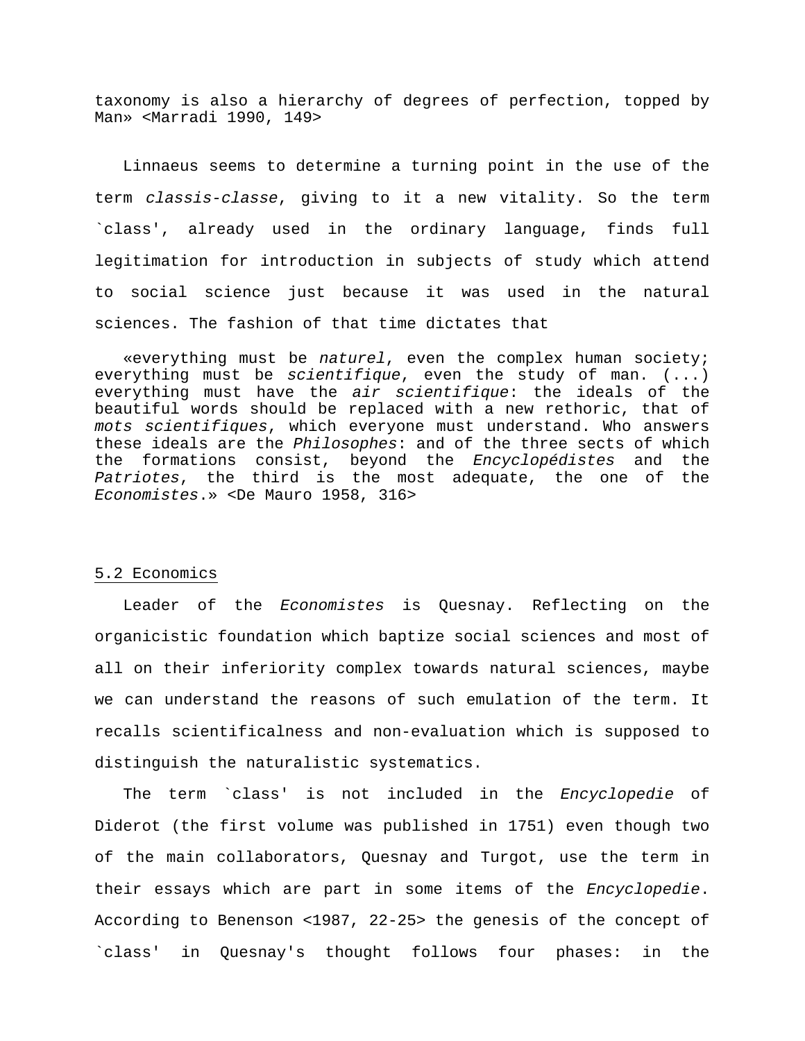taxonomy is also a hierarchy of degrees of perfection, topped by Man» <Marradi 1990, 149>

Linnaeus seems to determine a turning point in the use of the term *classis-classe*, giving to it a new vitality. So the term `class', already used in the ordinary language, finds full legitimation for introduction in subjects of study which attend to social science just because it was used in the natural sciences. The fashion of that time dictates that

> «everything must be *naturel*, even the complex human society; everything must be *scientifique*, even the study of man. (...) everything must have the *air scientifique*: the ideals of the beautiful words should be replaced with a new rethoric, that of *mots scientifiques*, which everyone must understand. Who answers these ideals are the *Philosophes*: and of the three sects of which the formations consist, beyond the *Encyclopédistes* and the *Patriotes*, the third is the most adequate, the one of the *Economistes*.» <De Mauro 1958, 316>

## 5.2 Economics

Leader of the *Economistes* is Quesnay. Reflecting on the organicistic foundation which baptize social sciences and most of all on their inferiority complex towards natural sciences, maybe we can understand the reasons of such emulation of the term. It recalls scientificalness and non-evaluation which is supposed to distinguish the naturalistic systematics.

The term `class' is not included in the *Encyclopedie* of Diderot (the first volume was published in 1751) even though two of the main collaborators, Quesnay and Turgot, use the term in their essays which are part in some items of the *Encyclopedie*. According to Benenson <1987, 22-25> the genesis of the concept of `class' in Quesnay's thought follows four phases: in the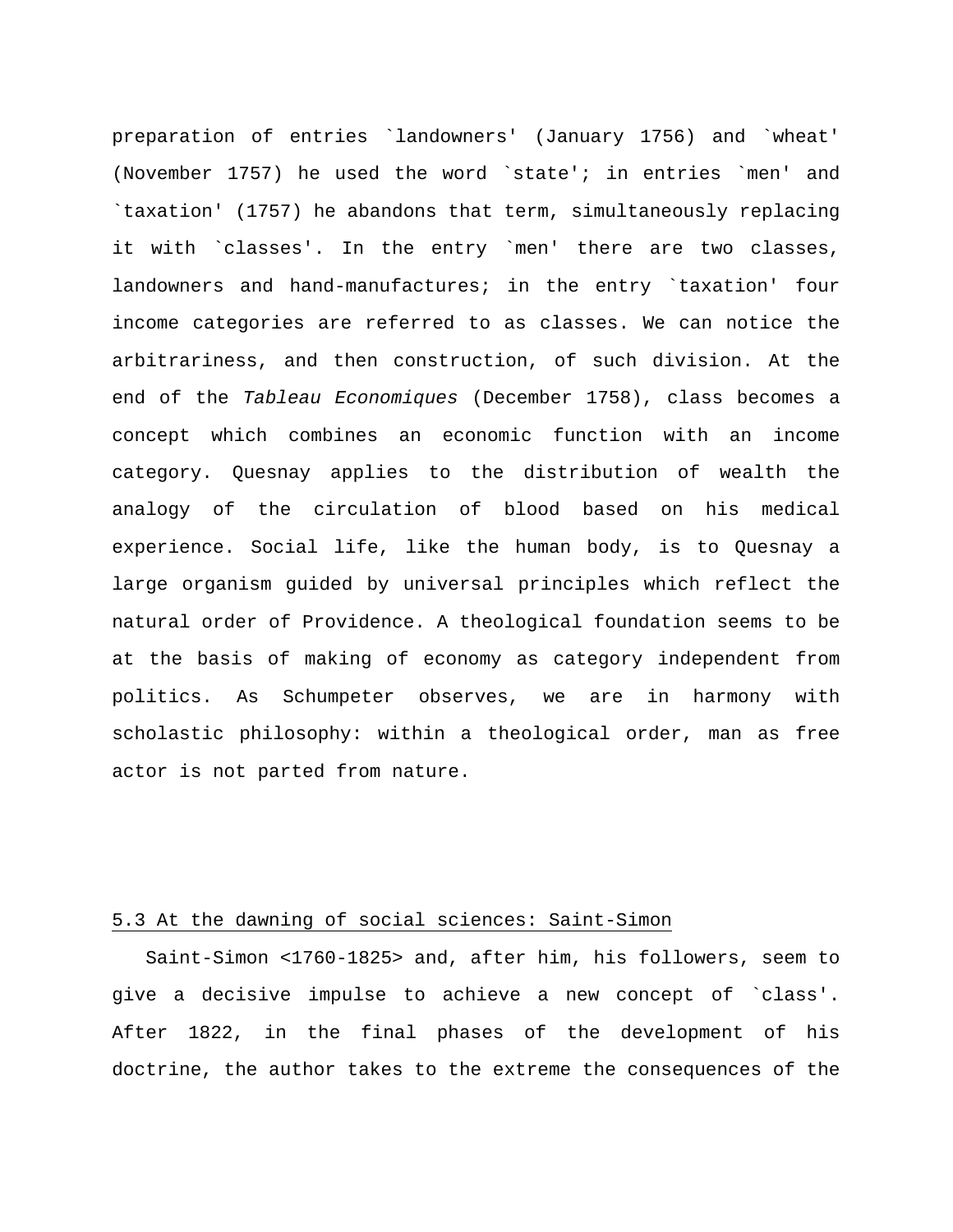preparation of entries `landowners' (January 1756) and `wheat' (November 1757) he used the word `state'; in entries `men' and `taxation' (1757) he abandons that term, simultaneously replacing it with `classes'. In the entry `men' there are two classes, landowners and hand-manufactures; in the entry `taxation' four income categories are referred to as classes. We can notice the arbitrariness, and then construction, of such division. At the end of the *Tableau Economiques* (December 1758), class becomes a concept which combines an economic function with an income category. Quesnay applies to the distribution of wealth the analogy of the circulation of blood based on his medical experience. Social life, like the human body, is to Quesnay a large organism guided by universal principles which reflect the natural order of Providence. A theological foundation seems to be at the basis of making of economy as category independent from politics. As Schumpeter observes, we are in harmony with scholastic philosophy: within a theological order, man as free actor is not parted from nature.

## 5.3 At the dawning of social sciences: Saint-Simon

Saint-Simon <1760-1825> and, after him, his followers, seem to give a decisive impulse to achieve a new concept of `class'. After 1822, in the final phases of the development of his doctrine, the author takes to the extreme the consequences of the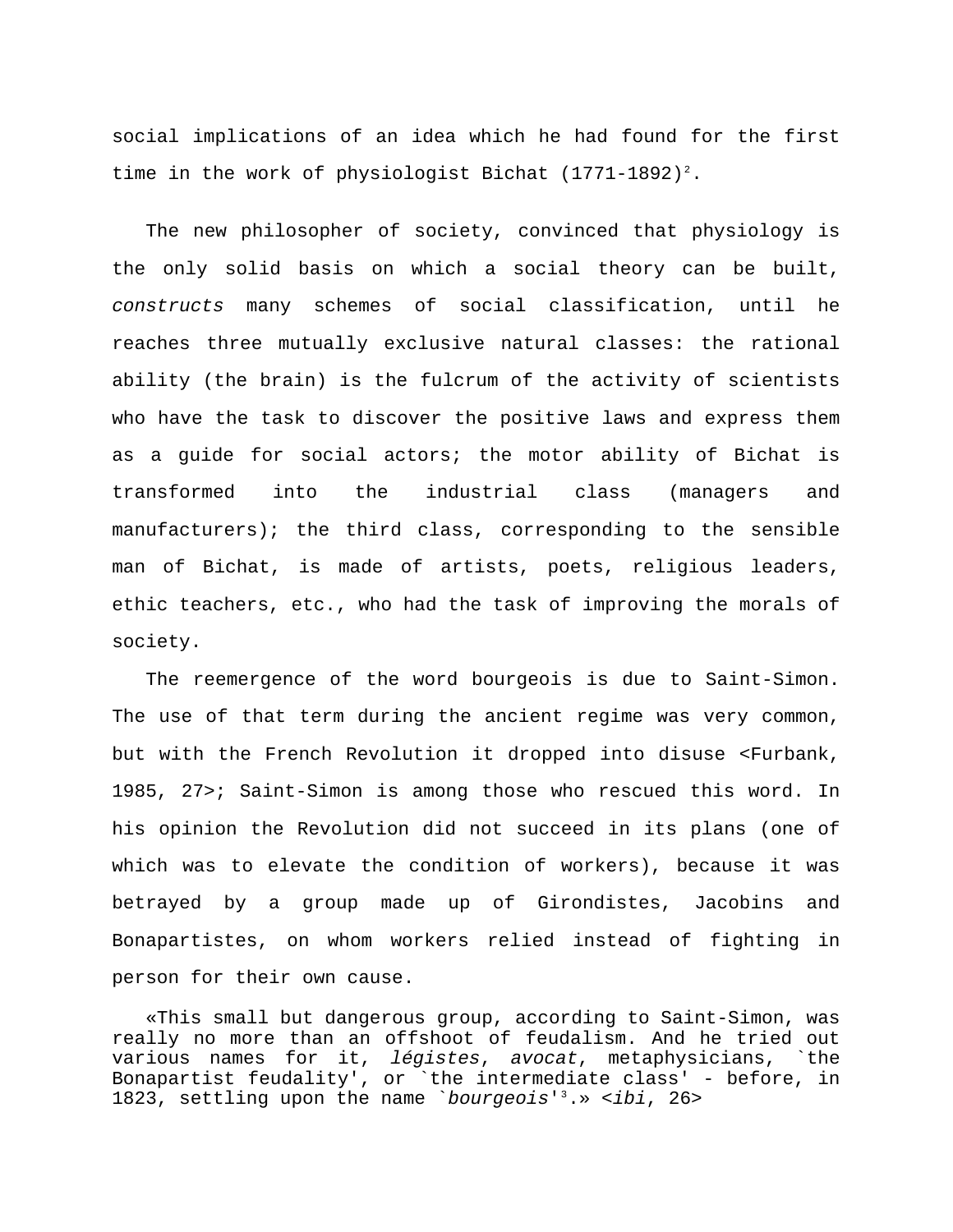social implications of an idea which he had found for the first time in the work of physiologist Bichat (1771-1892)[2].

The new philosopher of society, convinced that physiology is the only solid basis on which a social theory can be built, *constructs* many schemes of social classification, until he reaches three mutually exclusive natural classes: the rational ability (the brain) is the fulcrum of the activity of scientists who have the task to discover the positive laws and express them as a guide for social actors; the motor ability of Bichat is transformed into the industrial class (managers and manufacturers); the third class, corresponding to the sensible man of Bichat, is made of artists, poets, religious leaders, ethic teachers, etc., who had the task of improving the morals of society.

The reemergence of the word bourgeois is due to Saint-Simon. The use of that term during the ancient regime was very common, but with the French Revolution it dropped into disuse <Furbank, 1985, 27>; Saint-Simon is among those who rescued this word. In his opinion the Revolution did not succeed in its plans (one of which was to elevate the condition of workers), because it was betrayed by a group made up of Girondistes, Jacobins and Bonapartistes, on whom workers relied instead of fighting in person for their own cause.

«This small but dangerous group, according to Saint-Simon, was really no more than an offshoot of feudalism. And he tried out various names for it, *légistes*, *avocat*, metaphysicians, `the Bonapartist feudality', or `the intermediate class' - before, in 1823, settling upon the name `*bourgeois*'[3].» <*ibi*, 26>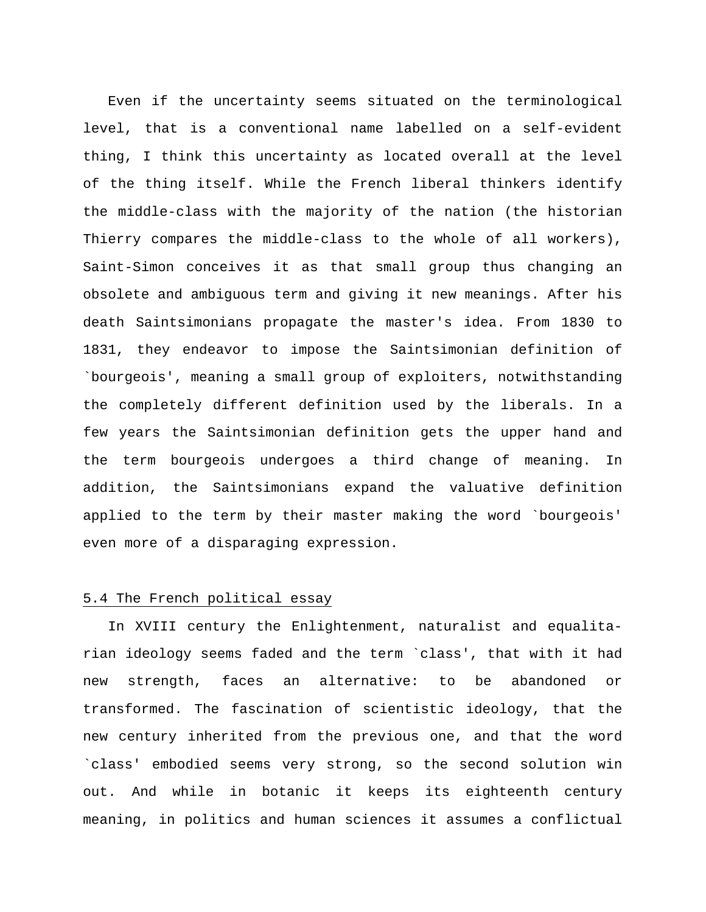Even if the uncertainty seems situated on the terminological level, that is a conventional name labelled on a self-evident thing, I think this uncertainty as located overall at the level of the thing itself. While the French liberal thinkers identify the middle-class with the majority of the nation (the historian Thierry compares the middle-class to the whole of all workers), Saint-Simon conceives it as that small group thus changing an obsolete and ambiguous term and giving it new meanings. After his death Saintsimonians propagate the master's idea. From 1830 to 1831, they endeavor to impose the Saintsimonian definition of `bourgeois', meaning a small group of exploiters, notwithstanding the completely different definition used by the liberals. In a few years the Saintsimonian definition gets the upper hand and the term bourgeois undergoes a third change of meaning. In addition, the Saintsimonians expand the valuative definition applied to the term by their master making the word `bourgeois' even more of a disparaging expression.

## 5.4 The French political essay

In XVIII century the Enlightenment, naturalist and equalitarian ideology seems faded and the term `class', that with it had new strength, faces an alternative: to be abandoned or transformed. The fascination of scientistic ideology, that the new century inherited from the previous one, and that the word `class' embodied seems very strong, so the second solution win out. And while in botanic it keeps its eighteenth century meaning, in politics and human sciences it assumes a conflictual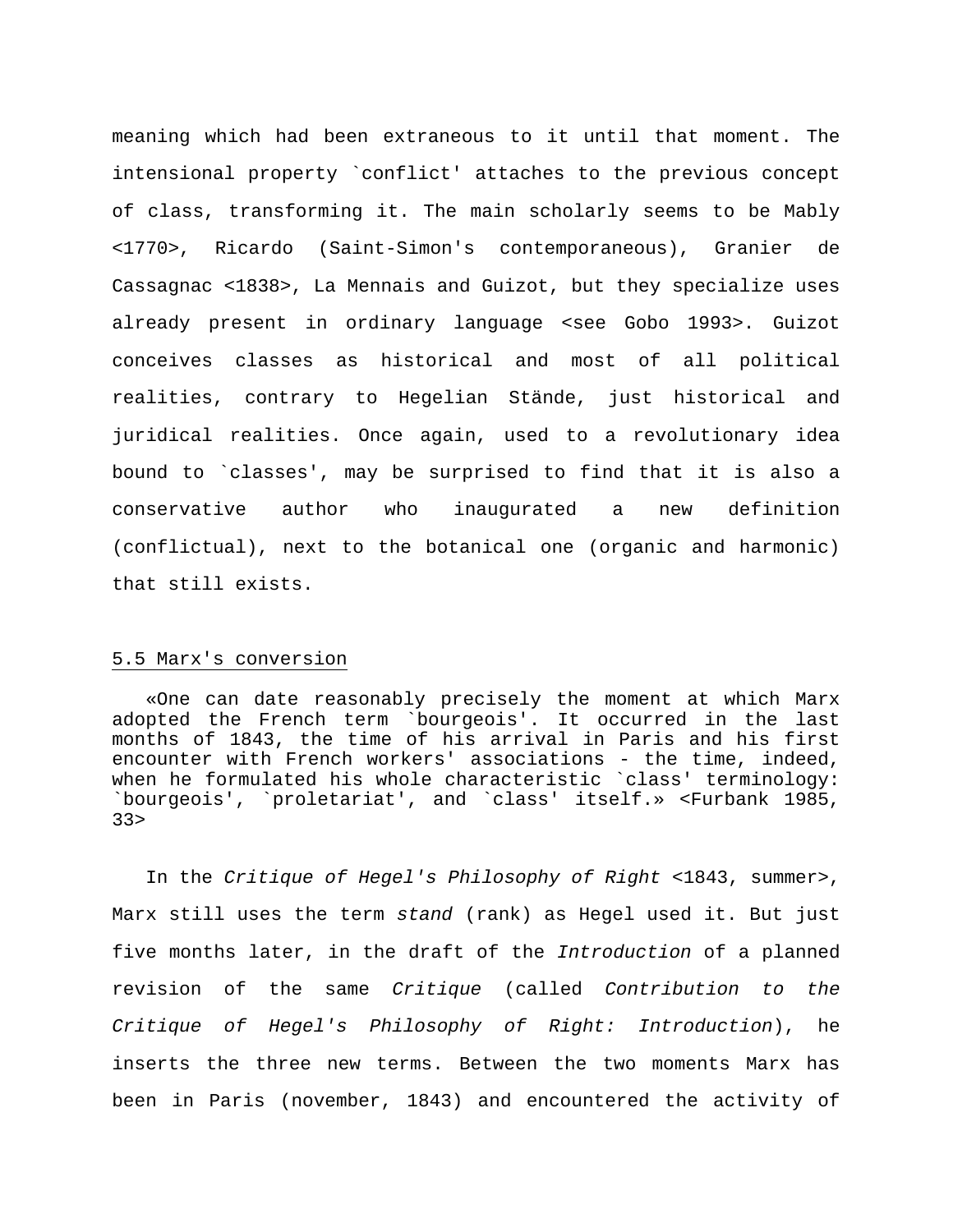meaning which had been extraneous to it until that moment. The intensional property `conflict' attaches to the previous concept of class, transforming it. The main scholarly seems to be Mably <1770>, Ricardo (Saint-Simon's contemporaneous), Granier de Cassagnac <1838>, La Mennais and Guizot, but they specialize uses already present in ordinary language <see Gobo 1993>. Guizot conceives classes as historical and most of all political realities, contrary to Hegelian Stände, just historical and juridical realities. Once again, used to a revolutionary idea bound to `classes', may be surprised to find that it is also a conservative author who inaugurated a new definition (conflictual), next to the botanical one (organic and harmonic) that still exists.

## 5.5 Marx's conversion

> «One can date reasonably precisely the moment at which Marx adopted the French term `bourgeois'. It occurred in the last months of 1843, the time of his arrival in Paris and his first encounter with French workers' associations - the time, indeed, when he formulated his whole characteristic `class' terminology: `bourgeois', `proletariat', and `class' itself.» <Furbank 1985, 33>

In the *Critique of Hegel's Philosophy of Right* <1843, summer>, Marx still uses the term *stand* (rank) as Hegel used it. But just five months later, in the draft of the *Introduction* of a planned revision of the same *Critique* (called *Contribution to the Critique of Hegel's Philosophy of Right: Introduction*), he inserts the three new terms. Between the two moments Marx has been in Paris (november, 1843) and encountered the activity of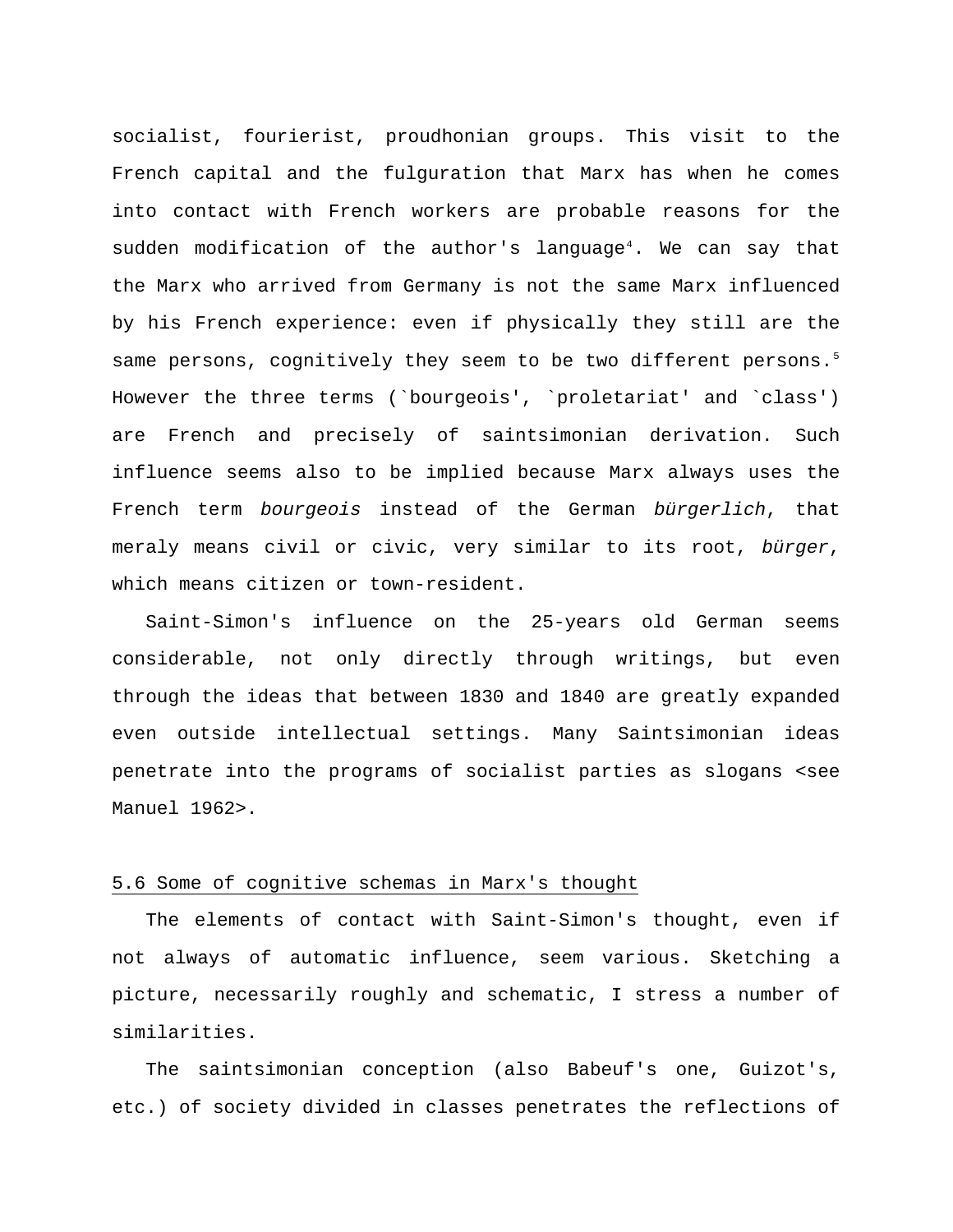socialist, fourierist, proudhonian groups. This visit to the French capital and the fulguration that Marx has when he comes into contact with French workers are probable reasons for the sudden modification of the author's language[4]. We can say that the Marx who arrived from Germany is not the same Marx influenced by his French experience: even if physically they still are the same persons, cognitively they seem to be two different persons.[5] However the three terms (`bourgeois', `proletariat' and `class') are French and precisely of saintsimonian derivation. Such influence seems also to be implied because Marx always uses the French term *bourgeois* instead of the German *bürgerlich*, that meraly means civil or civic, very similar to its root, *bürger*, which means citizen or town-resident.

Saint-Simon's influence on the 25-years old German seems considerable, not only directly through writings, but even through the ideas that between 1830 and 1840 are greatly expanded even outside intellectual settings. Many Saintsimonian ideas penetrate into the programs of socialist parties as slogans <see Manuel 1962>.

## 5.6 Some of cognitive schemas in Marx's thought

The elements of contact with Saint-Simon's thought, even if not always of automatic influence, seem various. Sketching a picture, necessarily roughly and schematic, I stress a number of similarities.

The saintsimonian conception (also Babeuf's one, Guizot's, etc.) of society divided in classes penetrates the reflections of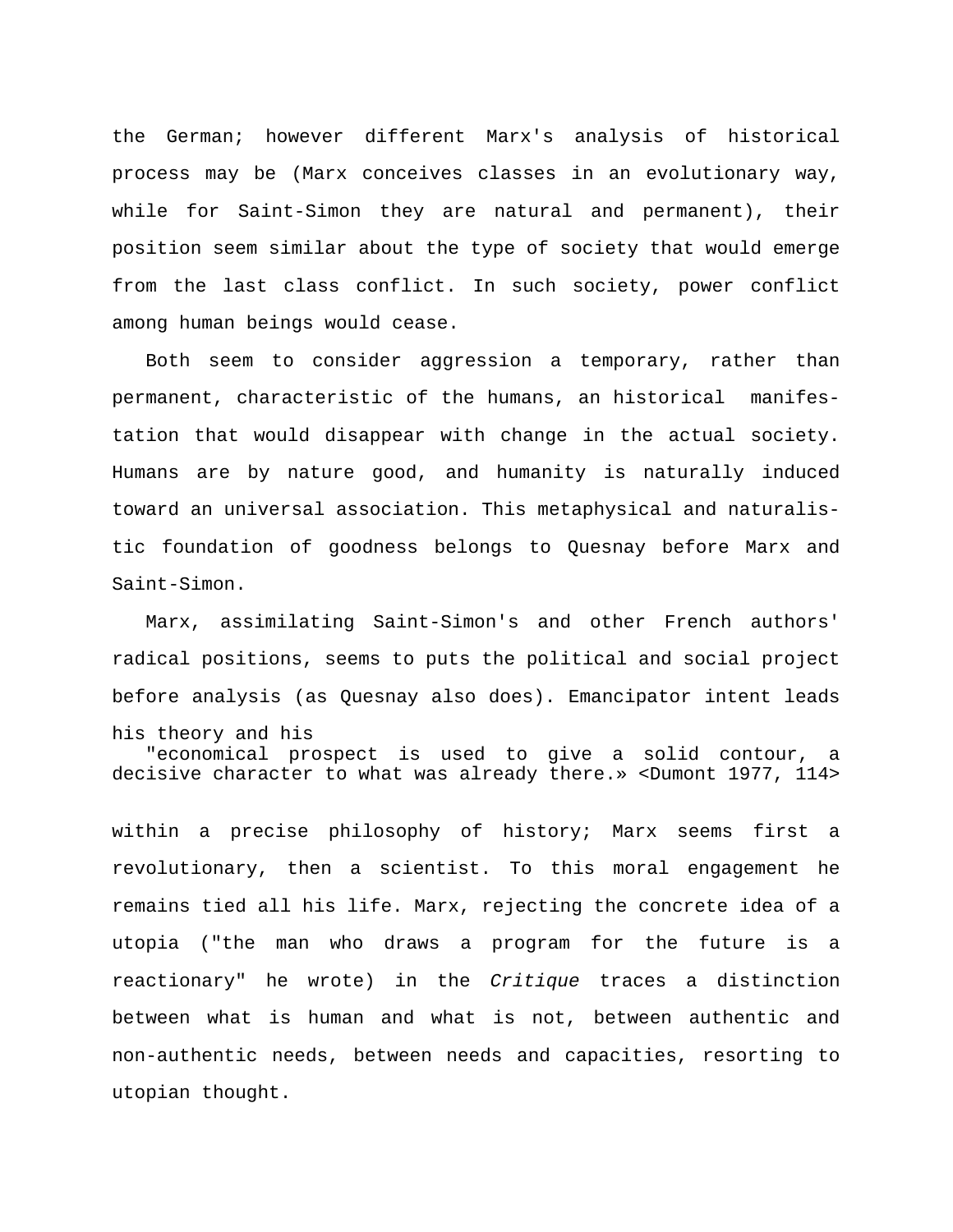the German; however different Marx's analysis of historical process may be (Marx conceives classes in an evolutionary way, while for Saint-Simon they are natural and permanent), their position seem similar about the type of society that would emerge from the last class conflict. In such society, power conflict among human beings would cease.

Both seem to consider aggression a temporary, rather than permanent, characteristic of the humans, an historical manifestation that would disappear with change in the actual society. Humans are by nature good, and humanity is naturally induced toward an universal association. This metaphysical and naturalistic foundation of goodness belongs to Quesnay before Marx and Saint-Simon.

Marx, assimilating Saint-Simon's and other French authors' radical positions, seems to puts the political and social project before analysis (as Quesnay also does). Emancipator intent leads his theory and his

> "economical prospect is used to give a solid contour, a decisive character to what was already there.» <Dumont 1977, 114>

within a precise philosophy of history; Marx seems first a revolutionary, then a scientist. To this moral engagement he remains tied all his life. Marx, rejecting the concrete idea of a utopia ("the man who draws a program for the future is a reactionary" he wrote) in the *Critique* traces a distinction between what is human and what is not, between authentic and non-authentic needs, between needs and capacities, resorting to utopian thought.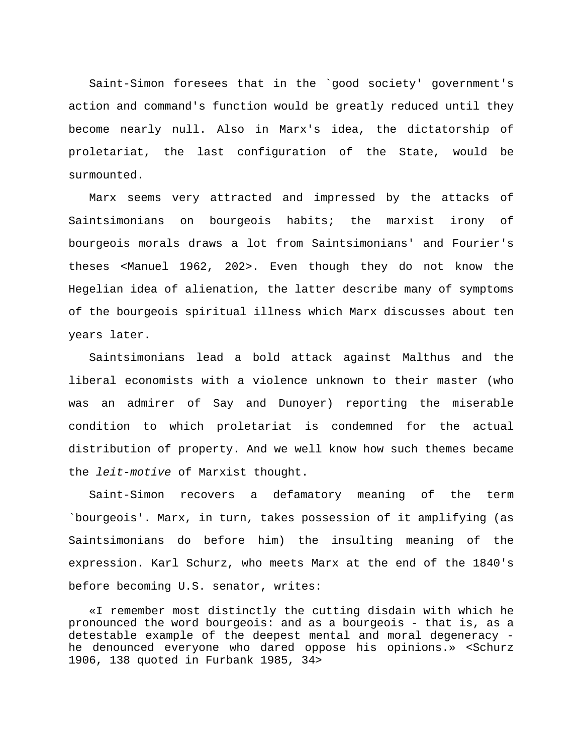Saint-Simon foresees that in the `good society' government's action and command's function would be greatly reduced until they become nearly null. Also in Marx's idea, the dictatorship of proletariat, the last configuration of the State, would be surmounted.

Marx seems very attracted and impressed by the attacks of Saintsimonians on bourgeois habits; the marxist irony of bourgeois morals draws a lot from Saintsimonians' and Fourier's theses <Manuel 1962, 202>. Even though they do not know the Hegelian idea of alienation, the latter describe many of symptoms of the bourgeois spiritual illness which Marx discusses about ten years later.

Saintsimonians lead a bold attack against Malthus and the liberal economists with a violence unknown to their master (who was an admirer of Say and Dunoyer) reporting the miserable condition to which proletariat is condemned for the actual distribution of property. And we well know how such themes became the *leit-motive* of Marxist thought.

Saint-Simon recovers a defamatory meaning of the term `bourgeois'. Marx, in turn, takes possession of it amplifying (as Saintsimonians do before him) the insulting meaning of the expression. Karl Schurz, who meets Marx at the end of the 1840's before becoming U.S. senator, writes:

> «I remember most distinctly the cutting disdain with which he pronounced the word bourgeois: and as a bourgeois - that is, as a detestable example of the deepest mental and moral degeneracy - he denounced everyone who dared oppose his opinions.» <Schurz 1906, 138 quoted in Furbank 1985, 34>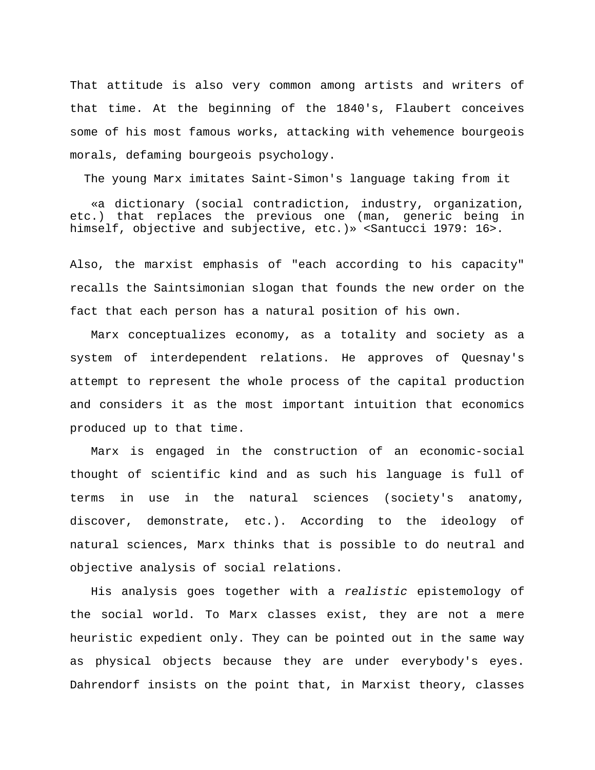That attitude is also very common among artists and writers of that time. At the beginning of the 1840's, Flaubert conceives some of his most famous works, attacking with vehemence bourgeois morals, defaming bourgeois psychology.

The young Marx imitates Saint-Simon's language taking from it

> «a dictionary (social contradiction, industry, organization, etc.) that replaces the previous one (man, generic being in himself, objective and subjective, etc.)» <Santucci 1979: 16>.

Also, the marxist emphasis of "each according to his capacity" recalls the Saintsimonian slogan that founds the new order on the fact that each person has a natural position of his own.

Marx conceptualizes economy, as a totality and society as a system of interdependent relations. He approves of Quesnay's attempt to represent the whole process of the capital production and considers it as the most important intuition that economics produced up to that time.

Marx is engaged in the construction of an economic-social thought of scientific kind and as such his language is full of terms in use in the natural sciences (society's anatomy, discover, demonstrate, etc.). According to the ideology of natural sciences, Marx thinks that is possible to do neutral and objective analysis of social relations.

His analysis goes together with a *realistic* epistemology of the social world. To Marx classes exist, they are not a mere heuristic expedient only. They can be pointed out in the same way as physical objects because they are under everybody's eyes. Dahrendorf insists on the point that, in Marxist theory, classes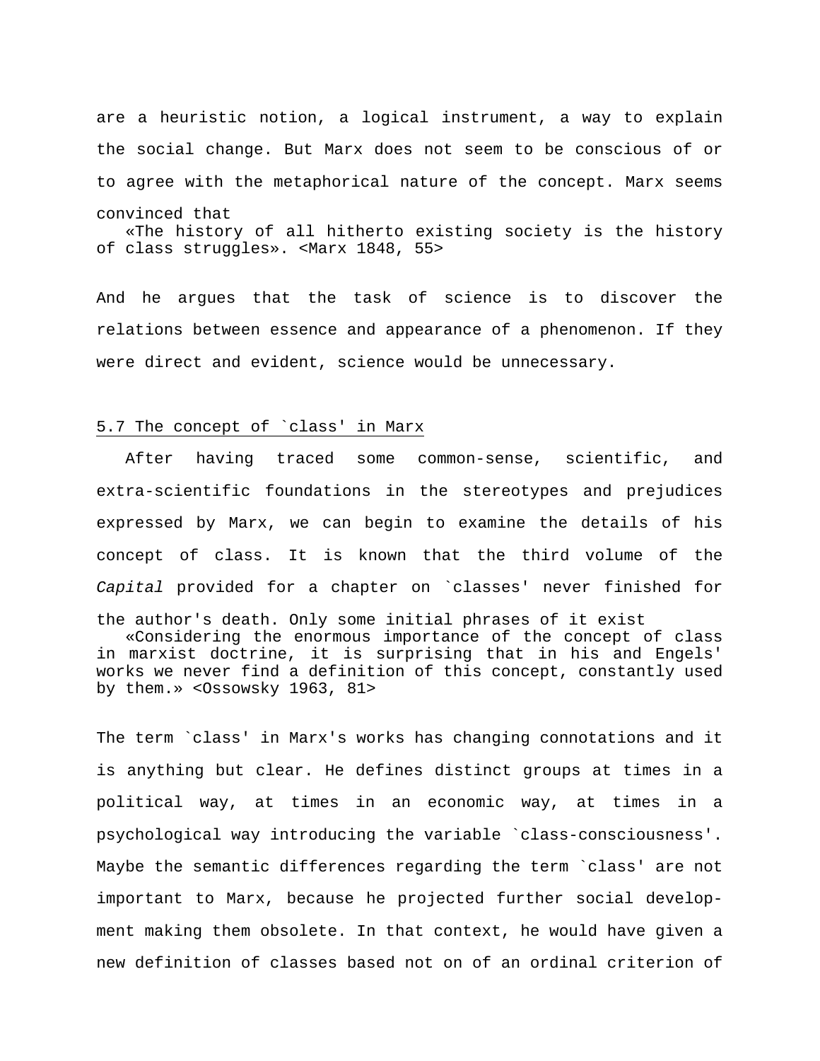are a heuristic notion, a logical instrument, a way to explain the social change. But Marx does not seem to be conscious of or to agree with the metaphorical nature of the concept. Marx seems convinced that

> «The history of all hitherto existing society is the history of class struggles». <Marx 1848, 55>

And he argues that the task of science is to discover the relations between essence and appearance of a phenomenon. If they were direct and evident, science would be unnecessary.

## 5.7 The concept of `class' in Marx

After having traced some common-sense, scientific, and extra-scientific foundations in the stereotypes and prejudices expressed by Marx, we can begin to examine the details of his concept of class. It is known that the third volume of the *Capital* provided for a chapter on `classes' never finished for the author's death. Only some initial phrases of it exist

> «Considering the enormous importance of the concept of class in marxist doctrine, it is surprising that in his and Engels' works we never find a definition of this concept, constantly used by them.» <Ossowsky 1963, 81>

The term `class' in Marx's works has changing connotations and it is anything but clear. He defines distinct groups at times in a political way, at times in an economic way, at times in a psychological way introducing the variable `class-consciousness'. Maybe the semantic differences regarding the term `class' are not important to Marx, because he projected further social development making them obsolete. In that context, he would have given a new definition of classes based not on of an ordinal criterion of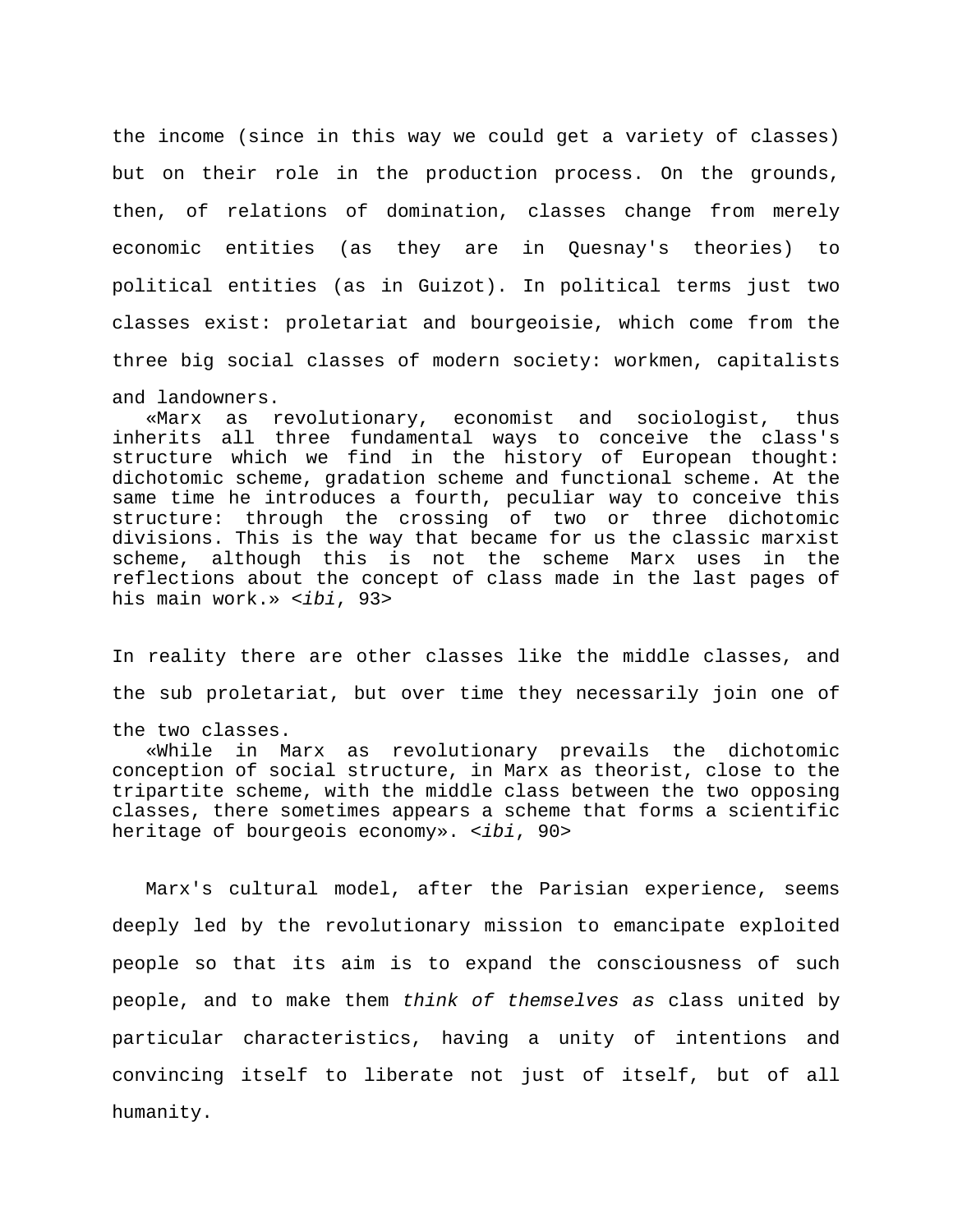the income (since in this way we could get a variety of classes) but on their role in the production process. On the grounds, then, of relations of domination, classes change from merely economic entities (as they are in Quesnay's theories) to political entities (as in Guizot). In political terms just two classes exist: proletariat and bourgeoisie, which come from the three big social classes of modern society: workmen, capitalists and landowners.

> «Marx as revolutionary, economist and sociologist, thus inherits all three fundamental ways to conceive the class's structure which we find in the history of European thought: dichotomic scheme, gradation scheme and functional scheme. At the same time he introduces a fourth, peculiar way to conceive this structure: through the crossing of two or three dichotomic divisions. This is the way that became for us the classic marxist scheme, although this is not the scheme Marx uses in the reflections about the concept of class made in the last pages of his main work.» <*ibi*, 93>

In reality there are other classes like the middle classes, and the sub proletariat, but over time they necessarily join one of the two classes.

> «While in Marx as revolutionary prevails the dichotomic conception of social structure, in Marx as theorist, close to the tripartite scheme, with the middle class between the two opposing classes, there sometimes appears a scheme that forms a scientific heritage of bourgeois economy». <*ibi*, 90>

Marx's cultural model, after the Parisian experience, seems deeply led by the revolutionary mission to emancipate exploited people so that its aim is to expand the consciousness of such people, and to make them *think of themselves as* class united by particular characteristics, having a unity of intentions and convincing itself to liberate not just of itself, but of all humanity.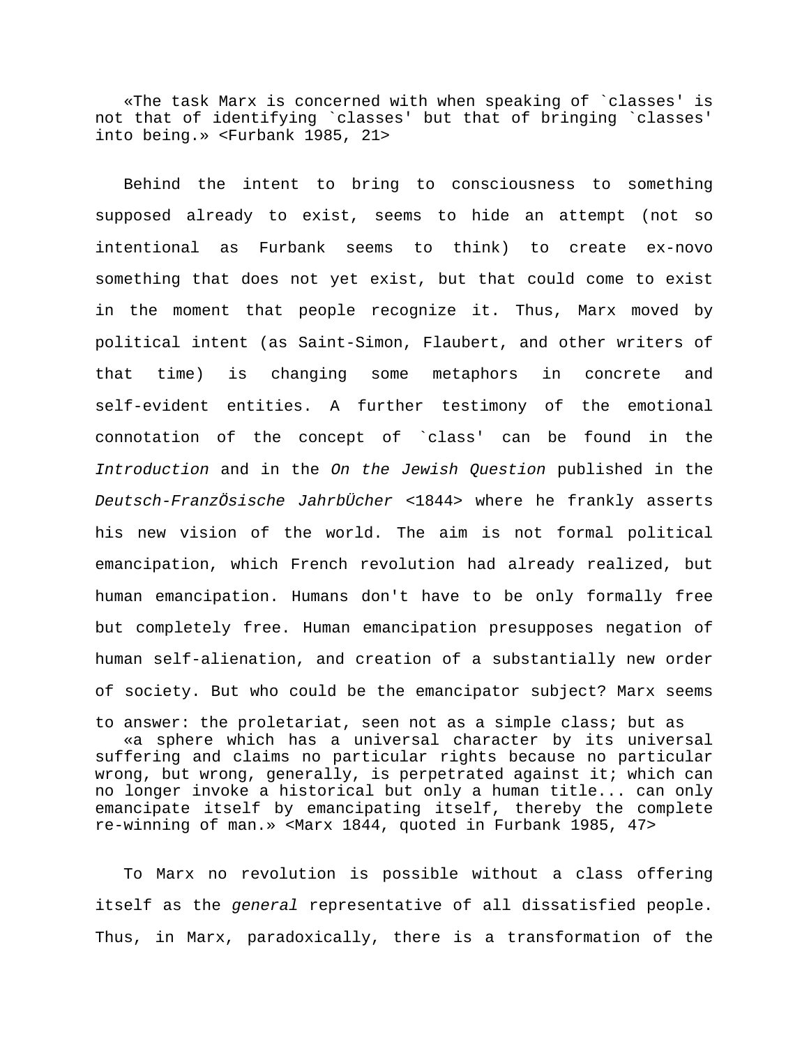> «The task Marx is concerned with when speaking of `classes' is not that of identifying `classes' but that of bringing `classes' into being.» <Furbank 1985, 21>

Behind the intent to bring to consciousness to something supposed already to exist, seems to hide an attempt (not so intentional as Furbank seems to think) to create ex-novo something that does not yet exist, but that could come to exist in the moment that people recognize it. Thus, Marx moved by political intent (as Saint-Simon, Flaubert, and other writers of that time) is changing some metaphors in concrete and self-evident entities. A further testimony of the emotional connotation of the concept of `class' can be found in the *Introduction* and in the *On the Jewish Question* published in the *Deutsch-FranzÖsische JahrbÜcher* <1844> where he frankly asserts his new vision of the world. The aim is not formal political emancipation, which French revolution had already realized, but human emancipation. Humans don't have to be only formally free but completely free. Human emancipation presupposes negation of human self-alienation, and creation of a substantially new order of society. But who could be the emancipator subject? Marx seems to answer: the proletariat, seen not as a simple class; but as

> «a sphere which has a universal character by its universal suffering and claims no particular rights because no particular wrong, but wrong, generally, is perpetrated against it; which can no longer invoke a historical but only a human title... can only emancipate itself by emancipating itself, thereby the complete re-winning of man.» <Marx 1844, quoted in Furbank 1985, 47>

To Marx no revolution is possible without a class offering itself as the *general* representative of all dissatisfied people. Thus, in Marx, paradoxically, there is a transformation of the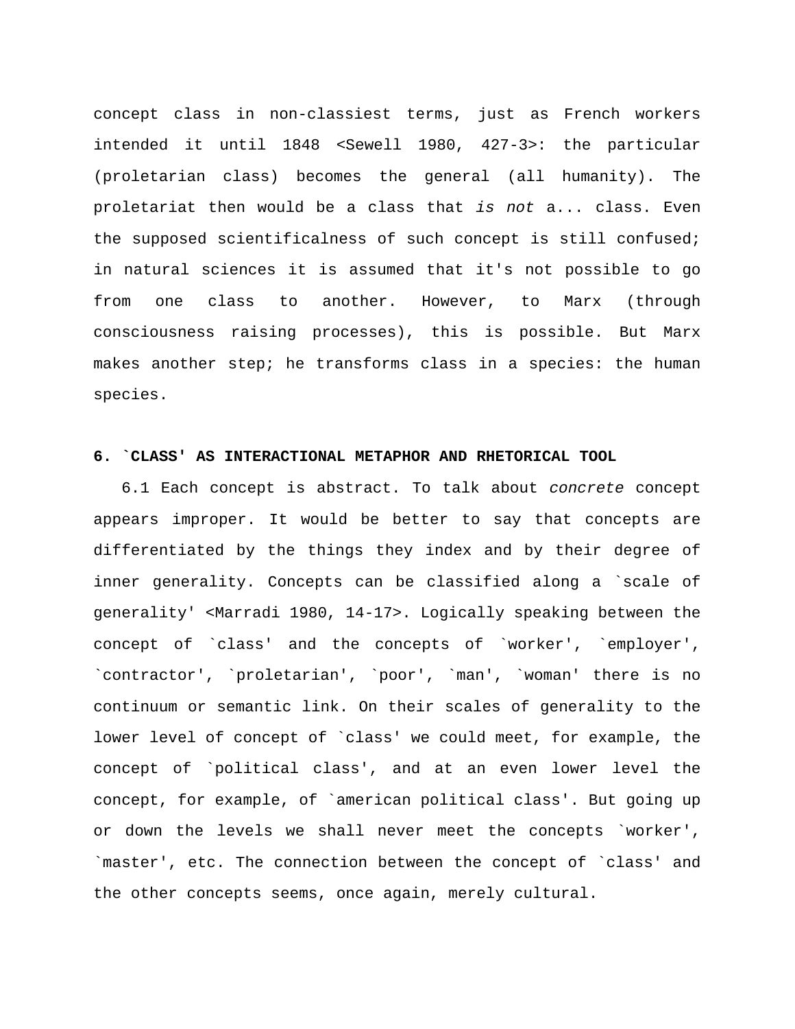concept class in non-classiest terms, just as French workers intended it until 1848 <Sewell 1980, 427-3>: the particular (proletarian class) becomes the general (all humanity). The proletariat then would be a class that *is not* a... class. Even the supposed scientificalness of such concept is still confused; in natural sciences it is assumed that it's not possible to go from one class to another. However, to Marx (through consciousness raising processes), this is possible. But Marx makes another step; he transforms class in a species: the human species.

## 6. `CLASS' AS INTERACTIONAL METAPHOR AND RHETORICAL TOOL

6.1 Each concept is abstract. To talk about *concrete* concept appears improper. It would be better to say that concepts are differentiated by the things they index and by their degree of inner generality. Concepts can be classified along a `scale of generality' <Marradi 1980, 14-17>. Logically speaking between the concept of `class' and the concepts of `worker', `employer', `contractor', `proletarian', `poor', `man', `woman' there is no continuum or semantic link. On their scales of generality to the lower level of concept of `class' we could meet, for example, the concept of `political class', and at an even lower level the concept, for example, of `american political class'. But going up or down the levels we shall never meet the concepts `worker', `master', etc. The connection between the concept of `class' and the other concepts seems, once again, merely cultural.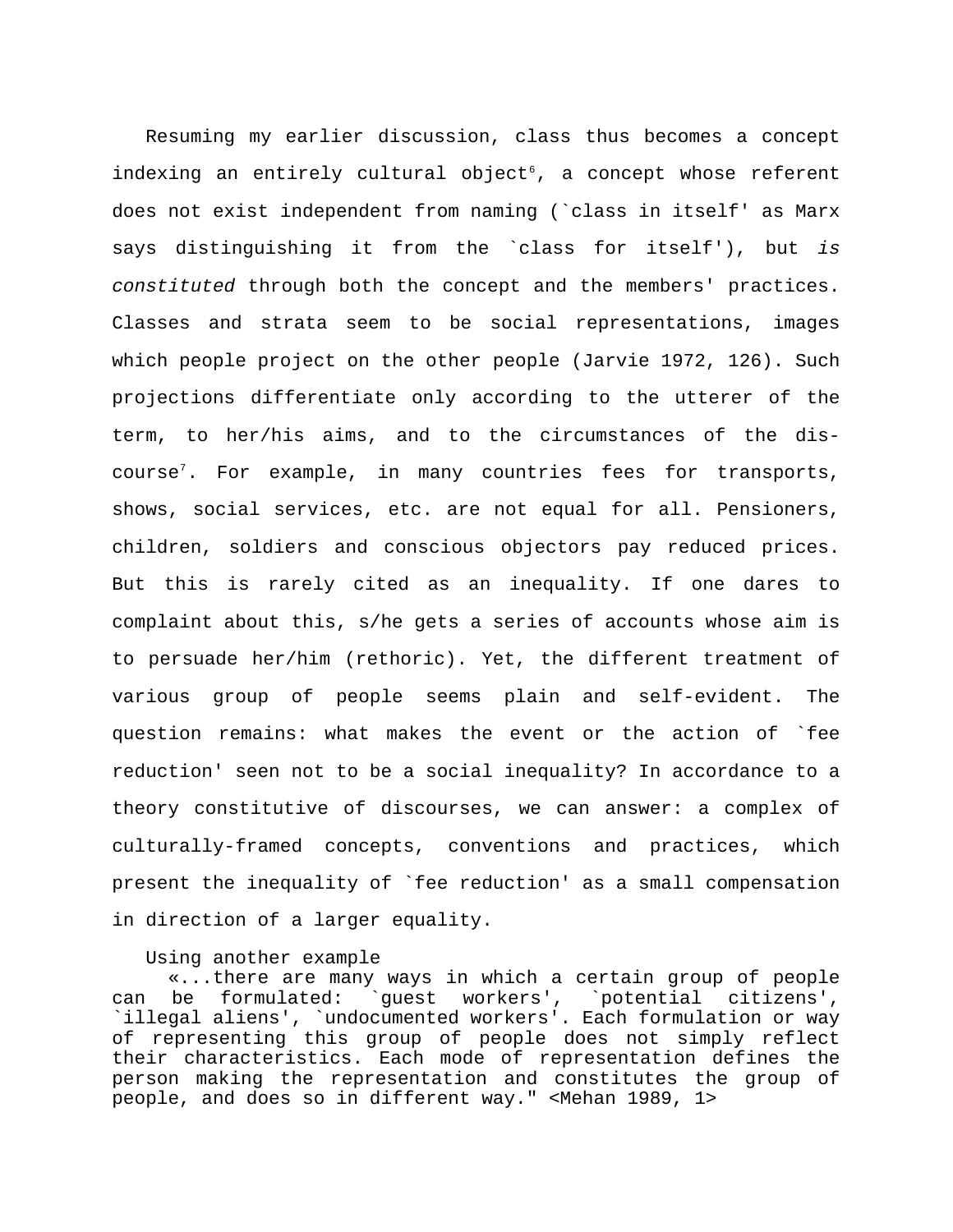Resuming my earlier discussion, class thus becomes a concept indexing an entirely cultural object[6], a concept whose referent does not exist independent from naming (`class in itself' as Marx says distinguishing it from the `class for itself'), but *is constituted* through both the concept and the members' practices. Classes and strata seem to be social representations, images which people project on the other people (Jarvie 1972, 126). Such projections differentiate only according to the utterer of the term, to her/his aims, and to the circumstances of the discourse[7]. For example, in many countries fees for transports, shows, social services, etc. are not equal for all. Pensioners, children, soldiers and conscious objectors pay reduced prices. But this is rarely cited as an inequality. If one dares to complaint about this, s/he gets a series of accounts whose aim is to persuade her/him (rethoric). Yet, the different treatment of various group of people seems plain and self-evident. The question remains: what makes the event or the action of `fee reduction' seen not to be a social inequality? In accordance to a theory constitutive of discourses, we can answer: a complex of culturally-framed concepts, conventions and practices, which present the inequality of `fee reduction' as a small compensation in direction of a larger equality.

Using another example

> «...there are many ways in which a certain group of people can be formulated: `guest workers', `potential citizens', `illegal aliens', `undocumented workers'. Each formulation or way of representing this group of people does not simply reflect their characteristics. Each mode of representation defines the person making the representation and constitutes the group of people, and does so in different way." <Mehan 1989, 1>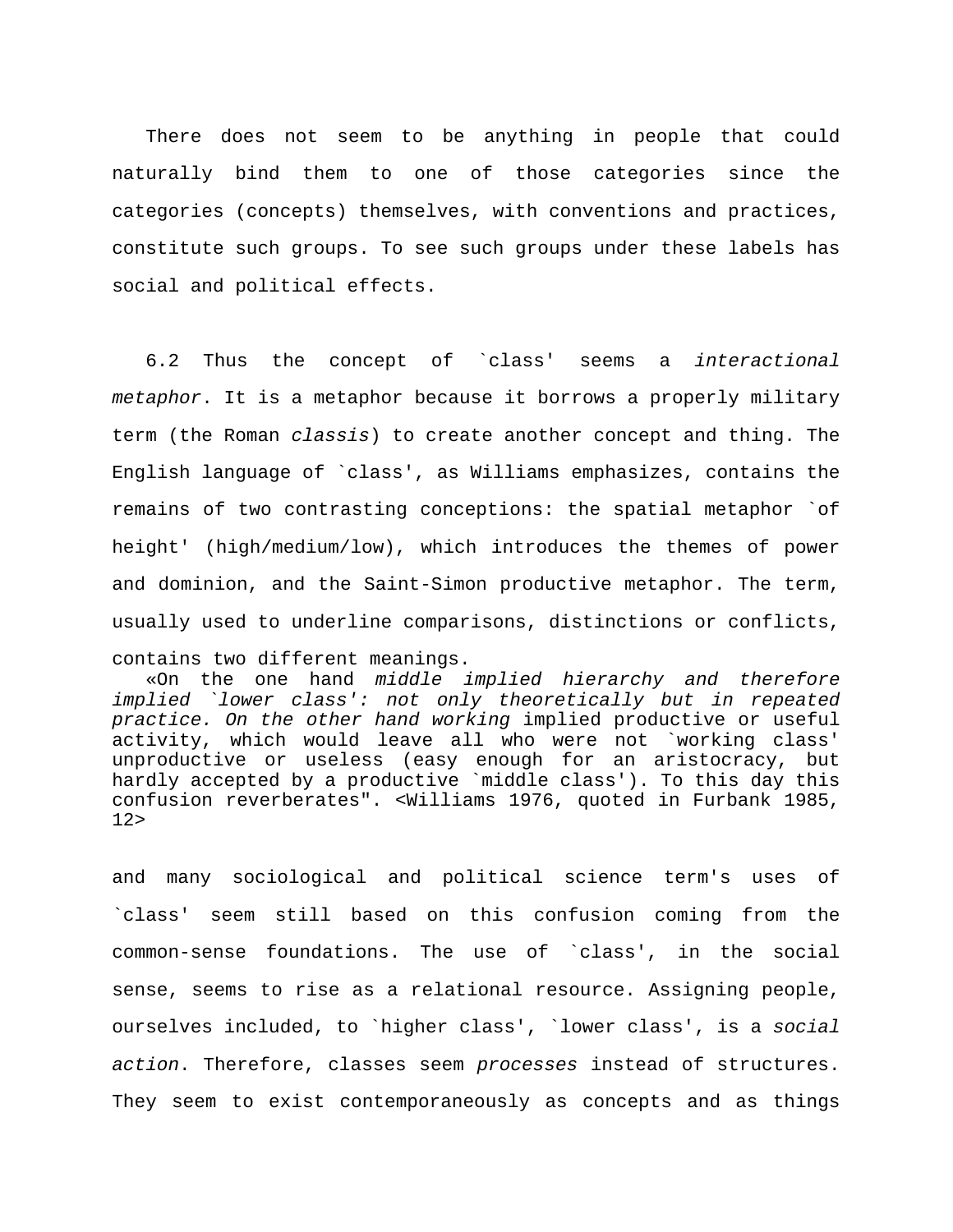There does not seem to be anything in people that could naturally bind them to one of those categories since the categories (concepts) themselves, with conventions and practices, constitute such groups. To see such groups under these labels has social and political effects.

6.2 Thus the concept of `class' seems a *interactional metaphor*. It is a metaphor because it borrows a properly military term (the Roman *classis*) to create another concept and thing. The English language of `class', as Williams emphasizes, contains the remains of two contrasting conceptions: the spatial metaphor `of height' (high/medium/low), which introduces the themes of power and dominion, and the Saint-Simon productive metaphor. The term, usually used to underline comparisons, distinctions or conflicts, contains two different meanings.

> «On the one hand *middle implied hierarchy and therefore implied `lower class': not only theoretically but in repeated practice. On the other hand working* implied productive or useful activity, which would leave all who were not `working class' unproductive or useless (easy enough for an aristocracy, but hardly accepted by a productive `middle class'). To this day this confusion reverberates". <Williams 1976, quoted in Furbank 1985, 12>

and many sociological and political science term's uses of `class' seem still based on this confusion coming from the common-sense foundations. The use of `class', in the social sense, seems to rise as a relational resource. Assigning people, ourselves included, to `higher class', `lower class', is a *social action*. Therefore, classes seem *processes* instead of structures. They seem to exist contemporaneously as concepts and as things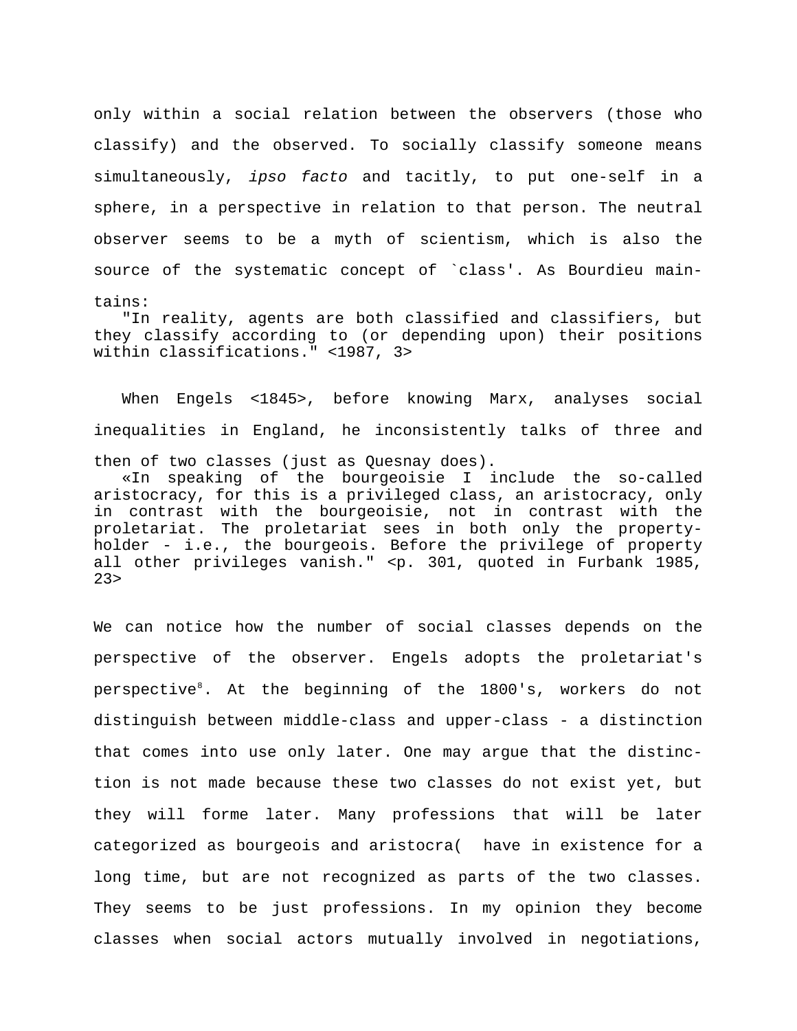only within a social relation between the observers (those who classify) and the observed. To socially classify someone means simultaneously, *ipso facto* and tacitly, to put one-self in a sphere, in a perspective in relation to that person. The neutral observer seems to be a myth of scientism, which is also the source of the systematic concept of `class'. As Bourdieu maintains:

> "In reality, agents are both classified and classifiers, but they classify according to (or depending upon) their positions within classifications." <1987, 3>

When Engels <1845>, before knowing Marx, analyses social inequalities in England, he inconsistently talks of three and then of two classes (just as Quesnay does).

> «In speaking of the bourgeoisie I include the so-called aristocracy, for this is a privileged class, an aristocracy, only in contrast with the bourgeoisie, not in contrast with the proletariat. The proletariat sees in both only the property-holder - i.e., the bourgeois. Before the privilege of property all other privileges vanish." <p. 301, quoted in Furbank 1985, 23>

We can notice how the number of social classes depends on the perspective of the observer. Engels adopts the proletariat's perspective[8]. At the beginning of the 1800's, workers do not distinguish between middle-class and upper-class - a distinction that comes into use only later. One may argue that the distinction is not made because these two classes do not exist yet, but they will forme later. Many professions that will be later categorized as bourgeois and aristocra( have in existence for a long time, but are not recognized as parts of the two classes. They seems to be just professions. In my opinion they become classes when social actors mutually involved in negotiations,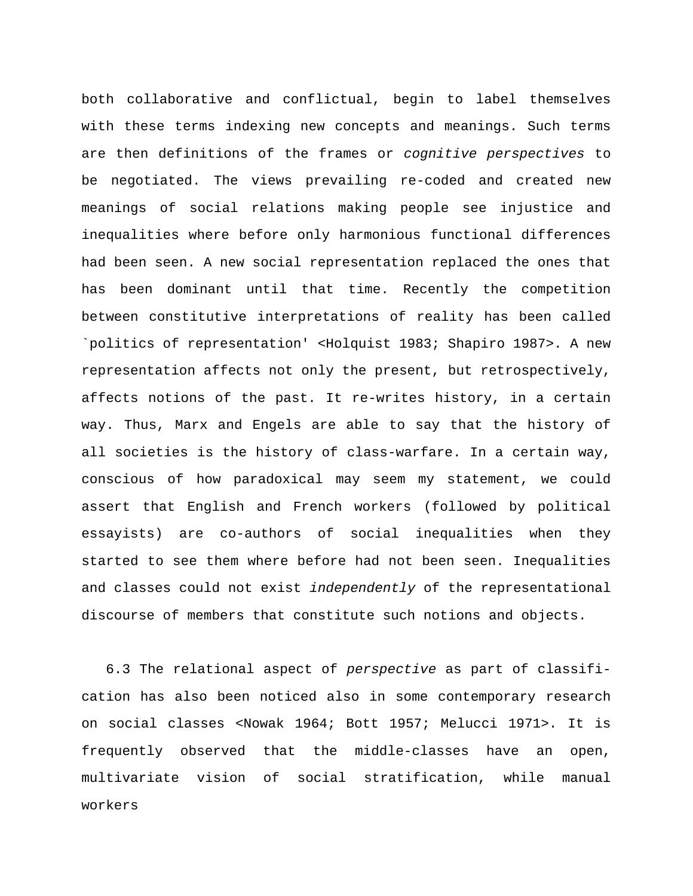both collaborative and conflictual, begin to label themselves with these terms indexing new concepts and meanings. Such terms are then definitions of the frames or *cognitive perspectives* to be negotiated. The views prevailing re-coded and created new meanings of social relations making people see injustice and inequalities where before only harmonious functional differences had been seen. A new social representation replaced the ones that has been dominant until that time. Recently the competition between constitutive interpretations of reality has been called `politics of representation' <Holquist 1983; Shapiro 1987>. A new representation affects not only the present, but retrospectively, affects notions of the past. It re-writes history, in a certain way. Thus, Marx and Engels are able to say that the history of all societies is the history of class-warfare. In a certain way, conscious of how paradoxical may seem my statement, we could assert that English and French workers (followed by political essayists) are co-authors of social inequalities when they started to see them where before had not been seen. Inequalities and classes could not exist *independently* of the representational discourse of members that constitute such notions and objects.

6.3 The relational aspect of *perspective* as part of classification has also been noticed also in some contemporary research on social classes <Nowak 1964; Bott 1957; Melucci 1971>. It is frequently observed that the middle-classes have an open, multivariate vision of social stratification, while manual workers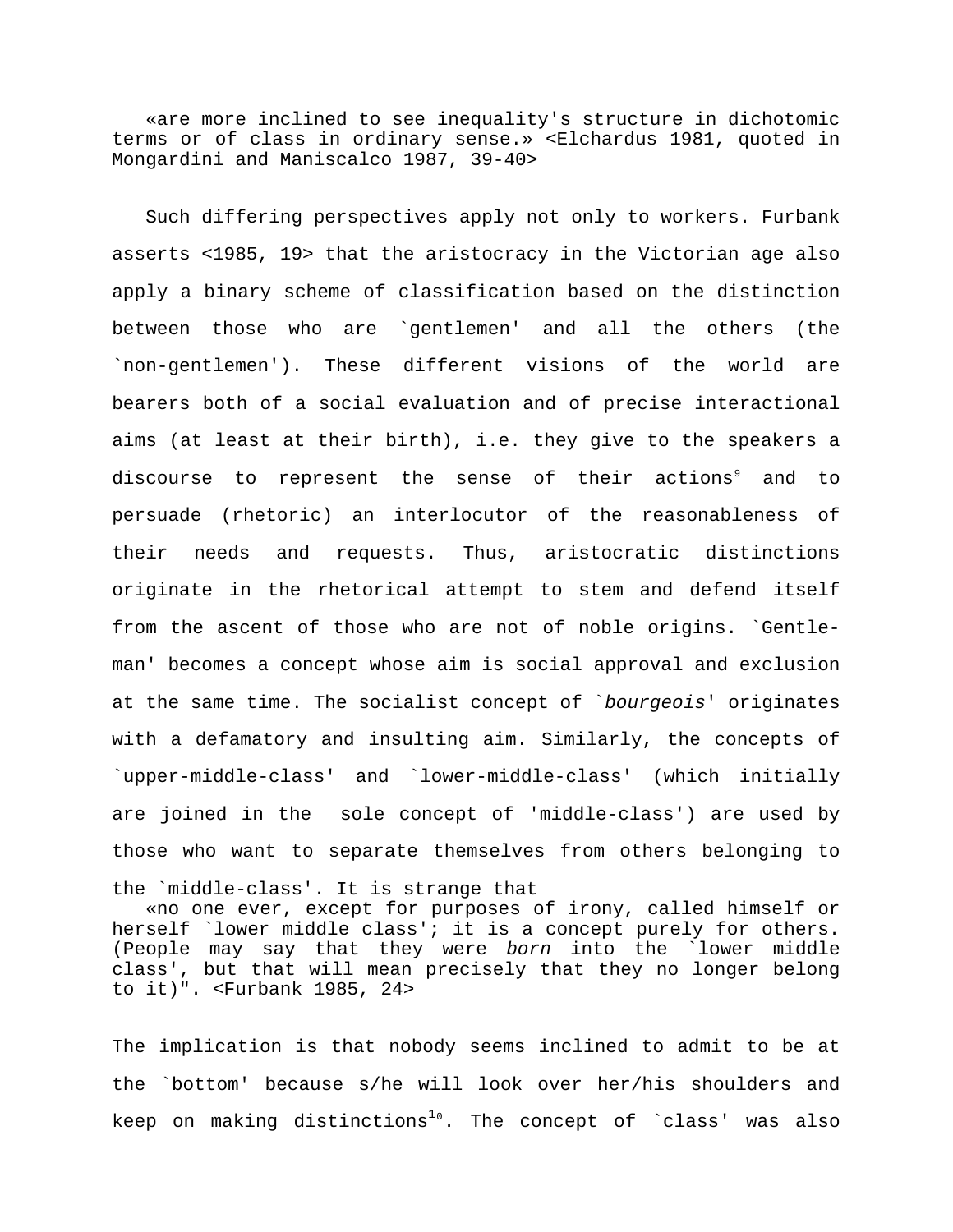«are more inclined to see inequality's structure in dichotomic terms or of class in ordinary sense.» <Elchardus 1981, quoted in Mongardini and Maniscalco 1987, 39-40>

Such differing perspectives apply not only to workers. Furbank asserts <1985, 19> that the aristocracy in the Victorian age also apply a binary scheme of classification based on the distinction between those who are `gentlemen' and all the others (the `non-gentlemen'). These different visions of the world are bearers both of a social evaluation and of precise interactional aims (at least at their birth), i.e. they give to the speakers a discourse to represent the sense of their actions[9] and to persuade (rhetoric) an interlocutor of the reasonableness of their needs and requests. Thus, aristocratic distinctions originate in the rhetorical attempt to stem and defend itself from the ascent of those who are not of noble origins. `Gentleman' becomes a concept whose aim is social approval and exclusion at the same time. The socialist concept of `*bourgeois*' originates with a defamatory and insulting aim. Similarly, the concepts of `upper-middle-class' and `lower-middle-class' (which initially are joined in the sole concept of 'middle-class') are used by those who want to separate themselves from others belonging to the `middle-class'. It is strange that

«no one ever, except for purposes of irony, called himself or herself `lower middle class'; it is a concept purely for others. (People may say that they were *born* into the `lower middle class', but that will mean precisely that they no longer belong to it)". <Furbank 1985, 24>

The implication is that nobody seems inclined to admit to be at the `bottom' because s/he will look over her/his shoulders and keep on making distinctions[10]. The concept of `class' was also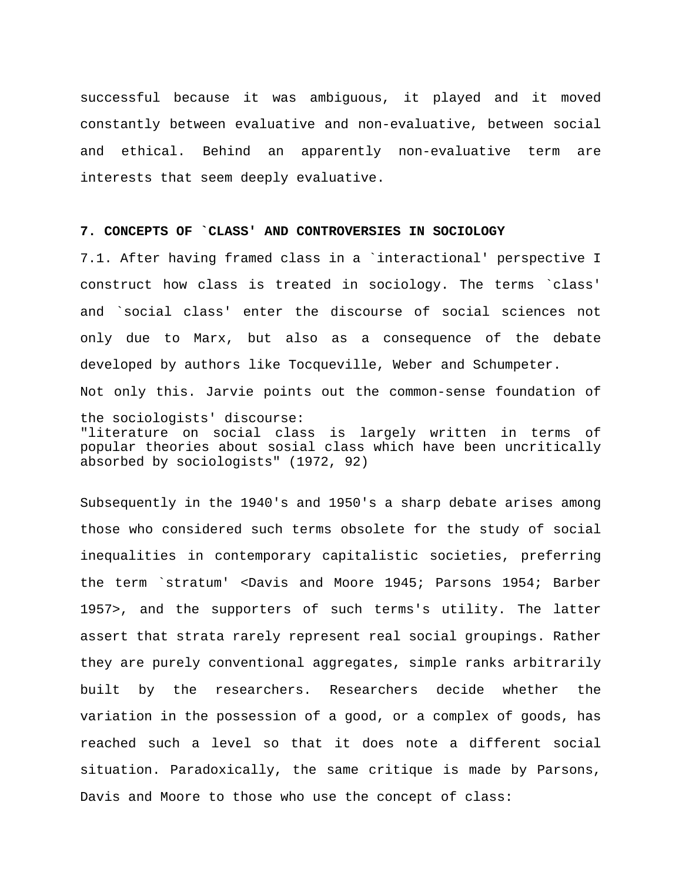successful because it was ambiguous, it played and it moved constantly between evaluative and non-evaluative, between social and ethical. Behind an apparently non-evaluative term are interests that seem deeply evaluative.

**7. CONCEPTS OF `CLASS' AND CONTROVERSIES IN SOCIOLOGY**

7.1. After having framed class in a `interactional' perspective I construct how class is treated in sociology. The terms `class' and `social class' enter the discourse of social sciences not only due to Marx, but also as a consequence of the debate developed by authors like Tocqueville, Weber and Schumpeter.

Not only this. Jarvie points out the common-sense foundation of the sociologists' discourse:

"literature on social class is largely written in terms of popular theories about sosial class which have been uncritically absorbed by sociologists" (1972, 92)

Subsequently in the 1940's and 1950's a sharp debate arises among those who considered such terms obsolete for the study of social inequalities in contemporary capitalistic societies, preferring the term `stratum' <Davis and Moore 1945; Parsons 1954; Barber 1957>, and the supporters of such terms's utility. The latter assert that strata rarely represent real social groupings. Rather they are purely conventional aggregates, simple ranks arbitrarily built by the researchers. Researchers decide whether the variation in the possession of a good, or a complex of goods, has reached such a level so that it does note a different social situation. Paradoxically, the same critique is made by Parsons, Davis and Moore to those who use the concept of class: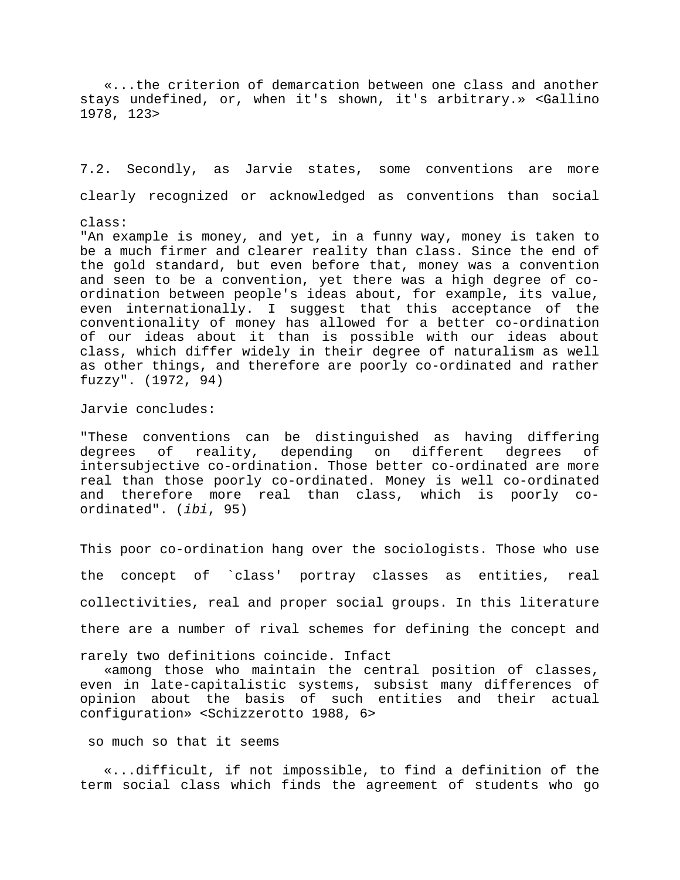«...the criterion of demarcation between one class and another stays undefined, or, when it's shown, it's arbitrary.» <Gallino 1978, 123>

7.2. Secondly, as Jarvie states, some conventions are more clearly recognized or acknowledged as conventions than social class:

"An example is money, and yet, in a funny way, money is taken to be a much firmer and clearer reality than class. Since the end of the gold standard, but even before that, money was a convention and seen to be a convention, yet there was a high degree of co-ordination between people's ideas about, for example, its value, even internationally. I suggest that this acceptance of the conventionality of money has allowed for a better co-ordination of our ideas about it than is possible with our ideas about class, which differ widely in their degree of naturalism as well as other things, and therefore are poorly co-ordinated and rather fuzzy". (1972, 94)

Jarvie concludes:

"These conventions can be distinguished as having differing degrees of reality, depending on different degrees of intersubjective co-ordination. Those better co-ordinated are more real than those poorly co-ordinated. Money is well co-ordinated and therefore more real than class, which is poorly co-ordinated". (*ibi*, 95)

This poor co-ordination hang over the sociologists. Those who use the concept of `class' portray classes as entities, real collectivities, real and proper social groups. In this literature there are a number of rival schemes for defining the concept and rarely two definitions coincide. Infact

«among those who maintain the central position of classes, even in late-capitalistic systems, subsist many differences of opinion about the basis of such entities and their actual configuration» <Schizzerotto 1988, 6>

so much so that it seems

«...difficult, if not impossible, to find a definition of the term social class which finds the agreement of students who go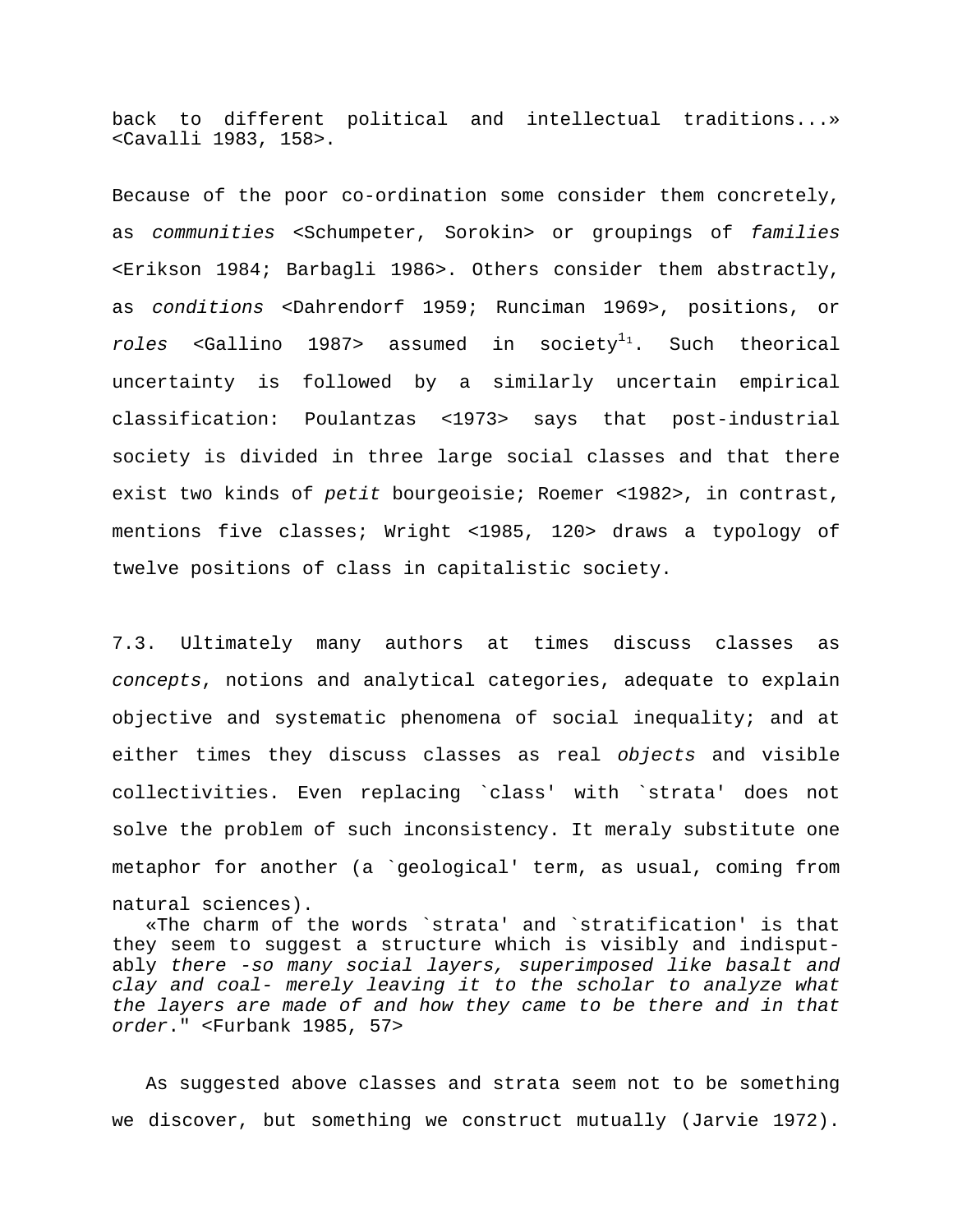back to different political and intellectual traditions...» <Cavalli 1983, 158>.

Because of the poor co-ordination some consider them concretely, as *communities* <Schumpeter, Sorokin> or groupings of *families* <Erikson 1984; Barbagli 1986>. Others consider them abstractly, as *conditions* <Dahrendorf 1959; Runciman 1969>, positions, or *roles* <Gallino 1987> assumed in society[11]. Such theorical uncertainty is followed by a similarly uncertain empirical classification: Poulantzas <1973> says that post-industrial society is divided in three large social classes and that there exist two kinds of *petit* bourgeoisie; Roemer <1982>, in contrast, mentions five classes; Wright <1985, 120> draws a typology of twelve positions of class in capitalistic society.

7.3. Ultimately many authors at times discuss classes as *concepts*, notions and analytical categories, adequate to explain objective and systematic phenomena of social inequality; and at either times they discuss classes as real *objects* and visible collectivities. Even replacing `class' with `strata' does not solve the problem of such inconsistency. It meraly substitute one metaphor for another (a `geological' term, as usual, coming from natural sciences).

> «The charm of the words `strata' and `stratification' is that they seem to suggest a structure which is visibly and indisputably *there -so many social layers, superimposed like basalt and clay and coal- merely leaving it to the scholar to analyze what the layers are made of and how they came to be there and in that order*." <Furbank 1985, 57>

As suggested above classes and strata seem not to be something we discover, but something we construct mutually (Jarvie 1972).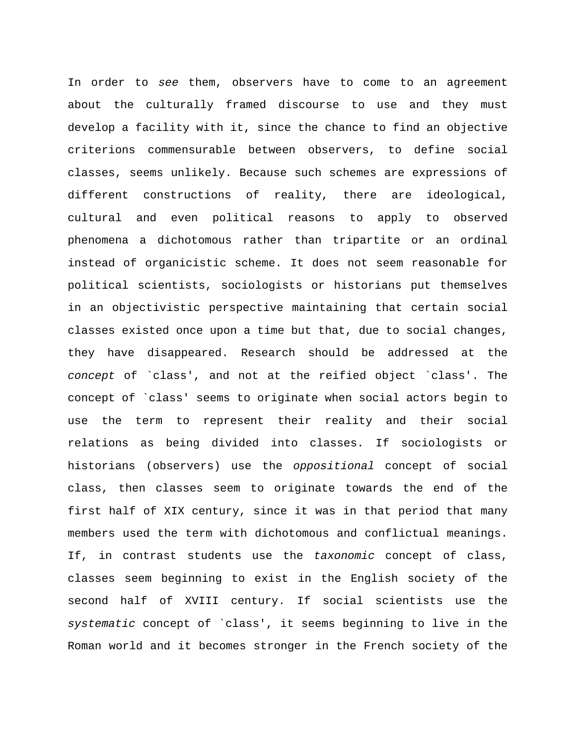In order to *see* them, observers have to come to an agreement about the culturally framed discourse to use and they must develop a facility with it, since the chance to find an objective criterions commensurable between observers, to define social classes, seems unlikely. Because such schemes are expressions of different constructions of reality, there are ideological, cultural and even political reasons to apply to observed phenomena a dichotomous rather than tripartite or an ordinal instead of organicistic scheme. It does not seem reasonable for political scientists, sociologists or historians put themselves in an objectivistic perspective maintaining that certain social classes existed once upon a time but that, due to social changes, they have disappeared. Research should be addressed at the *concept* of `class', and not at the reified object `class'. The concept of `class' seems to originate when social actors begin to use the term to represent their reality and their social relations as being divided into classes. If sociologists or historians (observers) use the *oppositional* concept of social class, then classes seem to originate towards the end of the first half of XIX century, since it was in that period that many members used the term with dichotomous and conflictual meanings. If, in contrast students use the *taxonomic* concept of class, classes seem beginning to exist in the English society of the second half of XVIII century. If social scientists use the *systematic* concept of `class', it seems beginning to live in the Roman world and it becomes stronger in the French society of the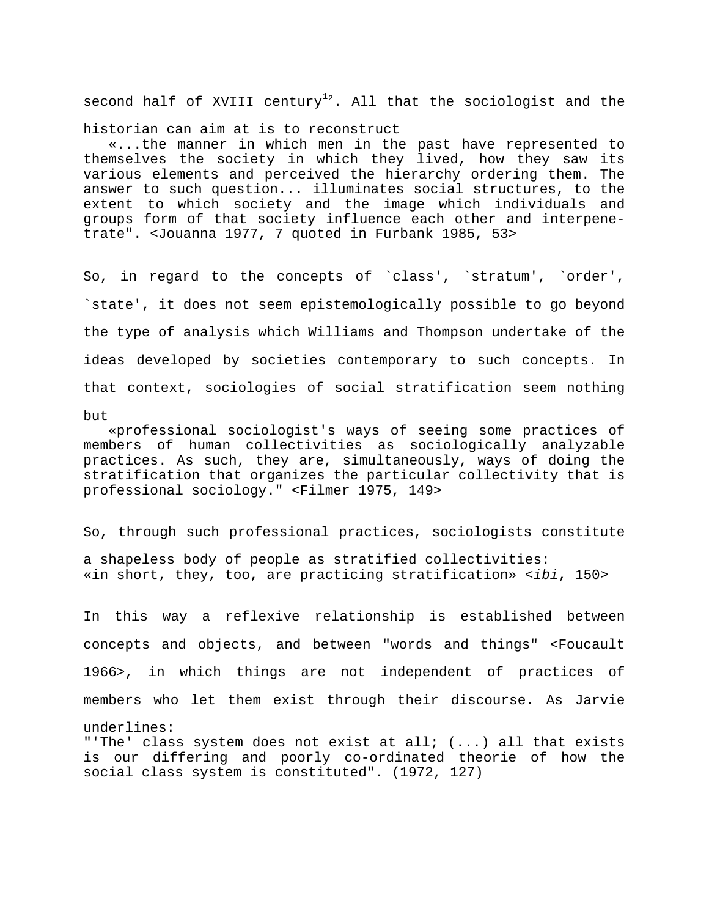second half of XVIII century[12]. All that the sociologist and the historian can aim at is to reconstruct

> «...the manner in which men in the past have represented to themselves the society in which they lived, how they saw its various elements and perceived the hierarchy ordering them. The answer to such question... illuminates social structures, to the extent to which society and the image which individuals and groups form of that society influence each other and interpenetrate". <Jouanna 1977, 7 quoted in Furbank 1985, 53>

So, in regard to the concepts of `class', `stratum', `order', `state', it does not seem epistemologically possible to go beyond the type of analysis which Williams and Thompson undertake of the ideas developed by societies contemporary to such concepts. In that context, sociologies of social stratification seem nothing but

> «professional sociologist's ways of seeing some practices of members of human collectivities as sociologically analyzable practices. As such, they are, simultaneously, ways of doing the stratification that organizes the particular collectivity that is professional sociology." <Filmer 1975, 149>

So, through such professional practices, sociologists constitute a shapeless body of people as stratified collectivities:
«in short, they, too, are practicing stratification» <*ibi*, 150>

In this way a reflexive relationship is established between concepts and objects, and between "words and things" <Foucault 1966>, in which things are not independent of practices of members who let them exist through their discourse. As Jarvie underlines:
"'The' class system does not exist at all; (...) all that exists is our differing and poorly co-ordinated theorie of how the social class system is constituted". (1972, 127)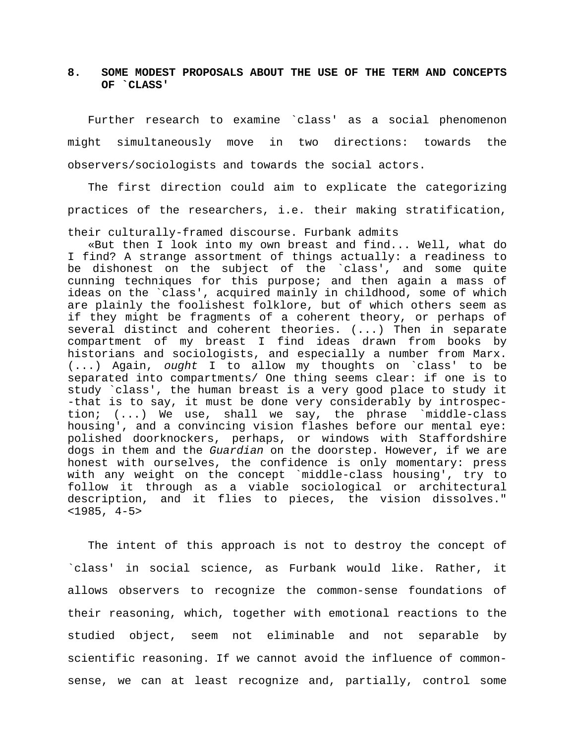## 8. SOME MODEST PROPOSALS ABOUT THE USE OF THE TERM AND CONCEPTS OF `CLASS'

Further research to examine `class' as a social phenomenon might simultaneously move in two directions: towards the observers/sociologists and towards the social actors.

The first direction could aim to explicate the categorizing practices of the researchers, i.e. their making stratification, their culturally-framed discourse. Furbank admits

> «But then I look into my own breast and find... Well, what do I find? A strange assortment of things actually: a readiness to be dishonest on the subject of the `class', and some quite cunning techniques for this purpose; and then again a mass of ideas on the `class', acquired mainly in childhood, some of which are plainly the foolishest folklore, but of which others seem as if they might be fragments of a coherent theory, or perhaps of several distinct and coherent theories. (...) Then in separate compartment of my breast I find ideas drawn from books by historians and sociologists, and especially a number from Marx. (...) Again, *ought* I to allow my thoughts on `class' to be separated into compartments/ One thing seems clear: if one is to study `class', the human breast is a very good place to study it -that is to say, it must be done very considerably by introspection; (...) We use, shall we say, the phrase `middle-class housing', and a convincing vision flashes before our mental eye: polished doorknockers, perhaps, or windows with Staffordshire dogs in them and the *Guardian* on the doorstep. However, if we are honest with ourselves, the confidence is only momentary: press with any weight on the concept `middle-class housing', try to follow it through as a viable sociological or architectural description, and it flies to pieces, the vision dissolves." <1985, 4-5>

The intent of this approach is not to destroy the concept of `class' in social science, as Furbank would like. Rather, it allows observers to recognize the common-sense foundations of their reasoning, which, together with emotional reactions to the studied object, seem not eliminable and not separable by scientific reasoning. If we cannot avoid the influence of common-sense, we can at least recognize and, partially, control some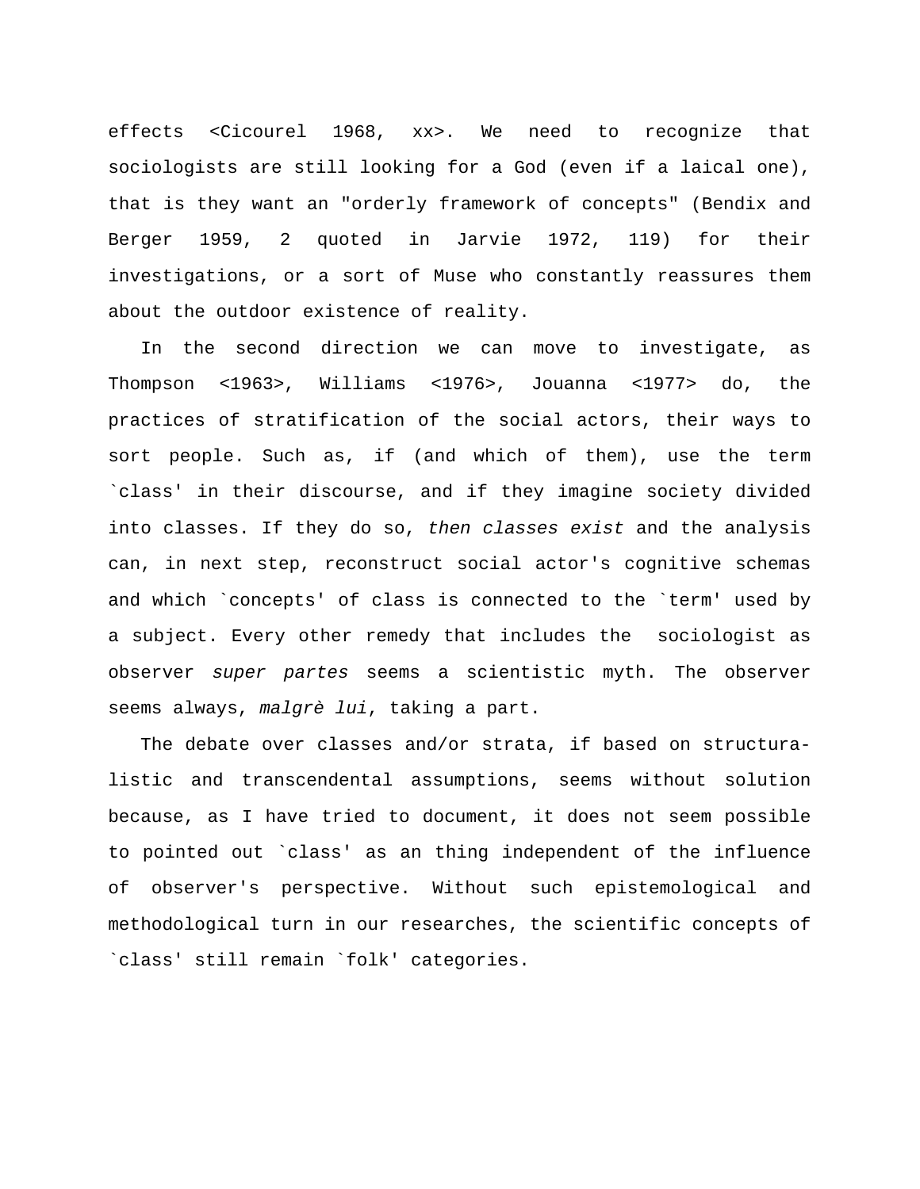effects <Cicourel 1968, xx>. We need to recognize that sociologists are still looking for a God (even if a laical one), that is they want an "orderly framework of concepts" (Bendix and Berger 1959, 2 quoted in Jarvie 1972, 119) for their investigations, or a sort of Muse who constantly reassures them about the outdoor existence of reality.

In the second direction we can move to investigate, as Thompson <1963>, Williams <1976>, Jouanna <1977> do, the practices of stratification of the social actors, their ways to sort people. Such as, if (and which of them), use the term `class' in their discourse, and if they imagine society divided into classes. If they do so, *then classes exist* and the analysis can, in next step, reconstruct social actor's cognitive schemas and which `concepts' of class is connected to the `term' used by a subject. Every other remedy that includes the sociologist as observer *super partes* seems a scientistic myth. The observer seems always, *malgrè lui*, taking a part.

The debate over classes and/or strata, if based on structuralistic and transcendental assumptions, seems without solution because, as I have tried to document, it does not seem possible to pointed out `class' as an thing independent of the influence of observer's perspective. Without such epistemological and methodological turn in our researches, the scientific concepts of `class' still remain `folk' categories.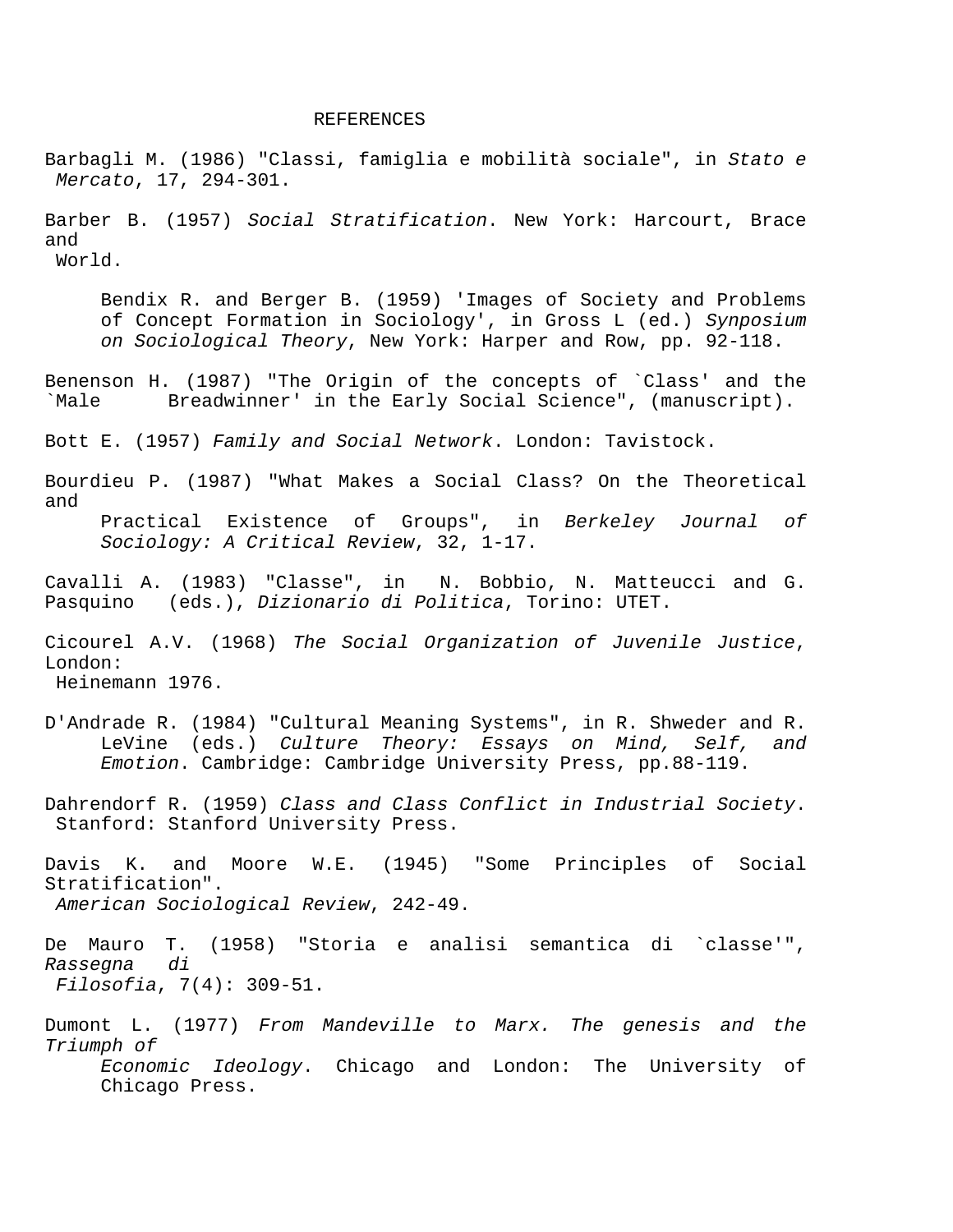# REFERENCES

Barbagli M. (1986) "Classi, famiglia e mobilità sociale", in *Stato e Mercato*, 17, 294-301.

Barber B. (1957) *Social Stratification*. New York: Harcourt, Brace and World.

Bendix R. and Berger B. (1959) 'Images of Society and Problems of Concept Formation in Sociology', in Gross L (ed.) *Synposium on Sociological Theory*, New York: Harper and Row, pp. 92-118.

Benenson H. (1987) "The Origin of the concepts of `Class' and the `Male Breadwinner' in the Early Social Science", (manuscript).

Bott E. (1957) *Family and Social Network*. London: Tavistock.

Bourdieu P. (1987) "What Makes a Social Class? On the Theoretical and Practical Existence of Groups", in *Berkeley Journal of Sociology: A Critical Review*, 32, 1-17.

Cavalli A. (1983) "Classe", in N. Bobbio, N. Matteucci and G. Pasquino (eds.), *Dizionario di Politica*, Torino: UTET.

Cicourel A.V. (1968) *The Social Organization of Juvenile Justice*, London: Heinemann 1976.

D'Andrade R. (1984) "Cultural Meaning Systems", in R. Shweder and R. LeVine (eds.) *Culture Theory: Essays on Mind, Self, and Emotion*. Cambridge: Cambridge University Press, pp.88-119.

Dahrendorf R. (1959) *Class and Class Conflict in Industrial Society*. Stanford: Stanford University Press.

Davis K. and Moore W.E. (1945) "Some Principles of Social Stratification". *American Sociological Review*, 242-49.

De Mauro T. (1958) "Storia e analisi semantica di `classe'", *Rassegna di Filosofia*, 7(4): 309-51.

Dumont L. (1977) *From Mandeville to Marx. The genesis and the Triumph of Economic Ideology*. Chicago and London: The University of Chicago Press.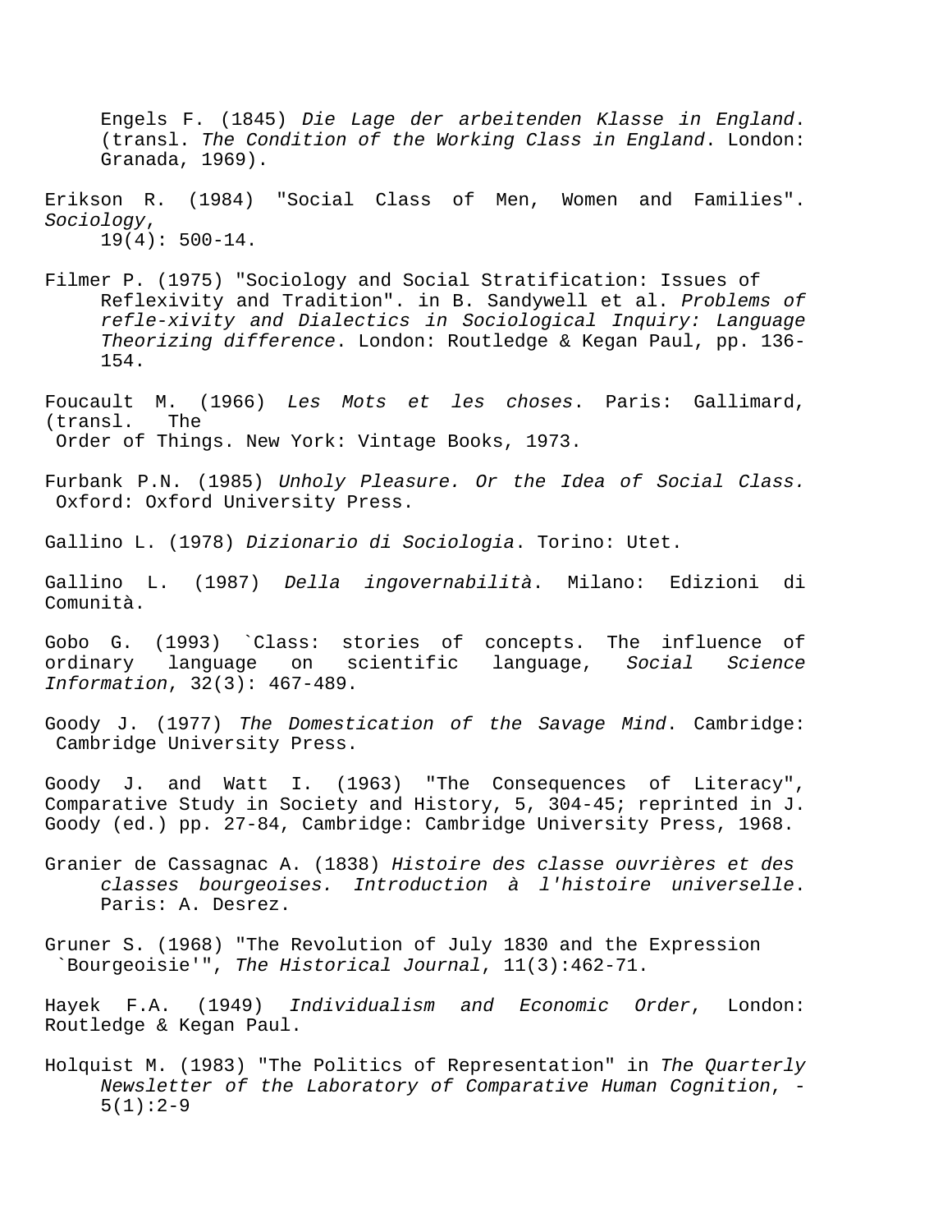Engels F. (1845) *Die Lage der arbeitenden Klasse in England*. (transl. *The Condition of the Working Class in England*. London: Granada, 1969).

Erikson R. (1984) "Social Class of Men, Women and Families". *Sociology*, 19(4): 500-14.

Filmer P. (1975) "Sociology and Social Stratification: Issues of Reflexivity and Tradition". in B. Sandywell et al. *Problems of refle-xivity and Dialectics in Sociological Inquiry: Language Theorizing difference*. London: Routledge & Kegan Paul, pp. 136-154.

Foucault M. (1966) *Les Mots et les choses*. Paris: Gallimard, (transl. The Order of Things. New York: Vintage Books, 1973.

Furbank P.N. (1985) *Unholy Pleasure. Or the Idea of Social Class.* Oxford: Oxford University Press.

Gallino L. (1978) *Dizionario di Sociologia*. Torino: Utet.

Gallino L. (1987) *Della ingovernabilità*. Milano: Edizioni di Comunità.

Gobo G. (1993) `Class: stories of concepts. The influence of ordinary language on scientific language, *Social Science Information*, 32(3): 467-489.

Goody J. (1977) *The Domestication of the Savage Mind*. Cambridge: Cambridge University Press.

Goody J. and Watt I. (1963) "The Consequences of Literacy", Comparative Study in Society and History, 5, 304-45; reprinted in J. Goody (ed.) pp. 27-84, Cambridge: Cambridge University Press, 1968.

Granier de Cassagnac A. (1838) *Histoire des classe ouvrières et des classes bourgeoises. Introduction à l'histoire universelle*. Paris: A. Desrez.

Gruner S. (1968) "The Revolution of July 1830 and the Expression `Bourgeoisie'", *The Historical Journal*, 11(3):462-71.

Hayek F.A. (1949) *Individualism and Economic Order*, London: Routledge & Kegan Paul.

Holquist M. (1983) "The Politics of Representation" in *The Quarterly Newsletter of the Laboratory of Comparative Human Cognition*, -5(1):2-9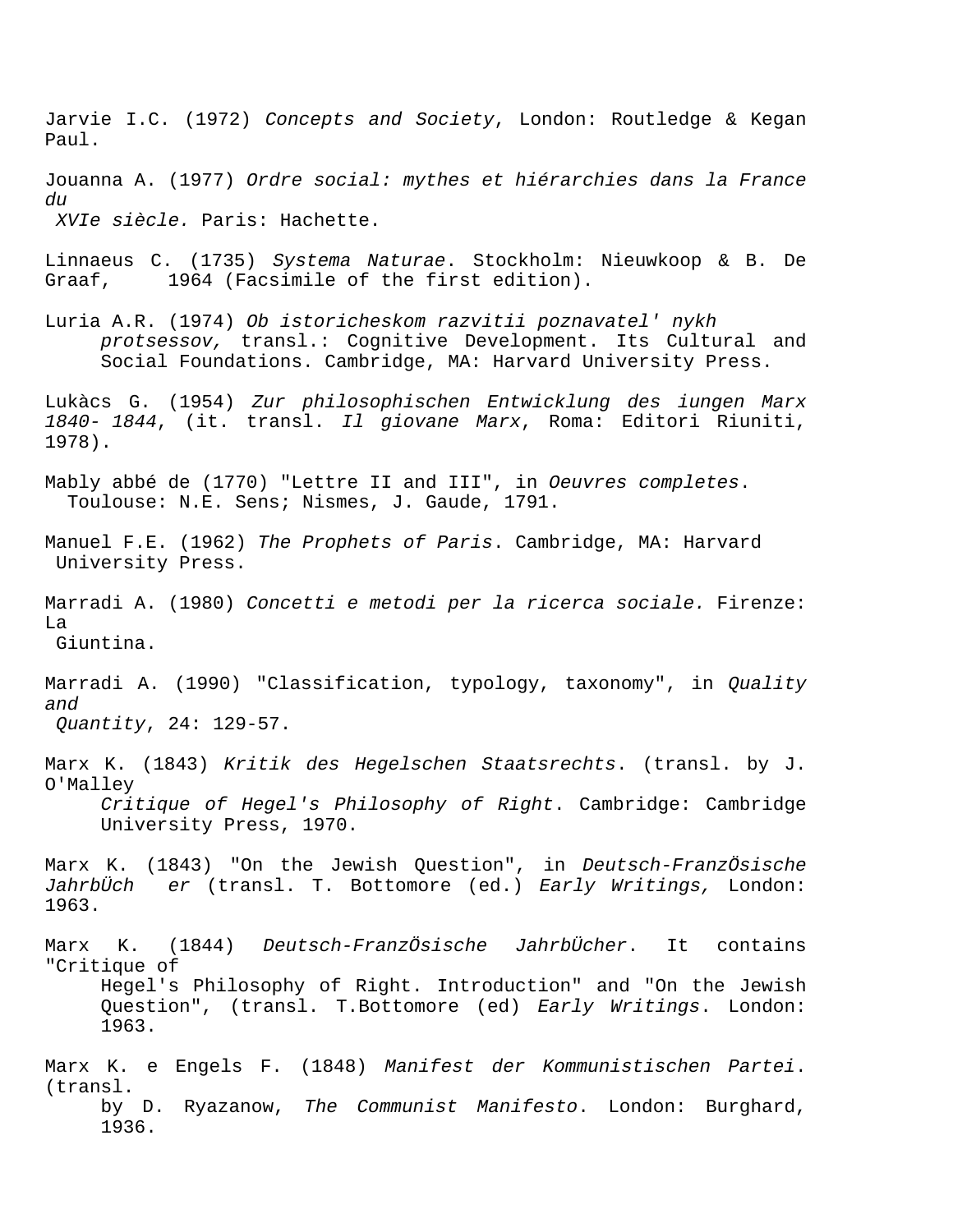Jarvie I.C. (1972) *Concepts and Society*, London: Routledge & Kegan Paul.

Jouanna A. (1977) *Ordre social: mythes et hiérarchies dans la France du XVIe siècle.* Paris: Hachette.

Linnaeus C. (1735) *Systema Naturae*. Stockholm: Nieuwkoop & B. De Graaf, 1964 (Facsimile of the first edition).

Luria A.R. (1974) *Ob istoricheskom razvitii poznavatel' nykh protsessov,* transl.: Cognitive Development. Its Cultural and Social Foundations. Cambridge, MA: Harvard University Press.

Lukàcs G. (1954) *Zur philosophischen Entwicklung des iungen Marx 1840- 1844*, (it. transl. *Il giovane Marx*, Roma: Editori Riuniti, 1978).

Mably abbé de (1770) "Lettre II and III", in *Oeuvres completes*. Toulouse: N.E. Sens; Nismes, J. Gaude, 1791.

Manuel F.E. (1962) *The Prophets of Paris*. Cambridge, MA: Harvard University Press.

Marradi A. (1980) *Concetti e metodi per la ricerca sociale.* Firenze: La Giuntina.

Marradi A. (1990) "Classification, typology, taxonomy", in *Quality and Quantity*, 24: 129-57.

Marx K. (1843) *Kritik des Hegelschen Staatsrechts*. (transl. by J. O'Malley *Critique of Hegel's Philosophy of Right*. Cambridge: Cambridge University Press, 1970.

Marx K. (1843) "On the Jewish Question", in *Deutsch-FranzÖsische JahrbÜch er* (transl. T. Bottomore (ed.) *Early Writings,* London: 1963.

Marx K. (1844) *Deutsch-FranzÖsische JahrbÜcher*. It contains "Critique of Hegel's Philosophy of Right. Introduction" and "On the Jewish Question", (transl. T.Bottomore (ed) *Early Writings*. London: 1963.

Marx K. e Engels F. (1848) *Manifest der Kommunistischen Partei*. (transl. by D. Ryazanow, *The Communist Manifesto*. London: Burghard, 1936.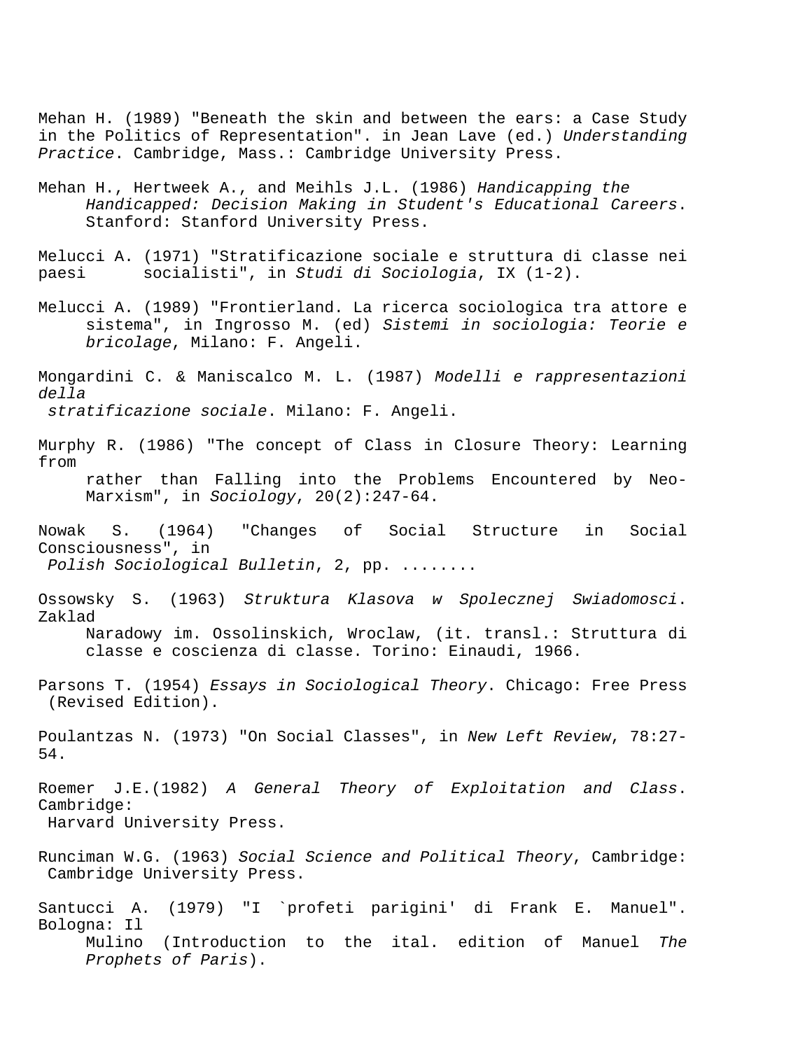Mehan H. (1989) "Beneath the skin and between the ears: a Case Study in the Politics of Representation". in Jean Lave (ed.) *Understanding Practice*. Cambridge, Mass.: Cambridge University Press.

Mehan H., Hertweek A., and Meihls J.L. (1986) *Handicapping the Handicapped: Decision Making in Student's Educational Careers*. Stanford: Stanford University Press.

Melucci A. (1971) "Stratificazione sociale e struttura di classe nei paesi socialisti", in *Studi di Sociologia*, IX (1-2).

Melucci A. (1989) "Frontierland. La ricerca sociologica tra attore e sistema", in Ingrosso M. (ed) *Sistemi in sociologia: Teorie e bricolage*, Milano: F. Angeli.

Mongardini C. & Maniscalco M. L. (1987) *Modelli e rappresentazioni della stratificazione sociale*. Milano: F. Angeli.

Murphy R. (1986) "The concept of Class in Closure Theory: Learning from rather than Falling into the Problems Encountered by Neo-Marxism", in *Sociology*, 20(2):247-64.

Nowak S. (1964) "Changes of Social Structure in Social Consciousness", in *Polish Sociological Bulletin*, 2, pp. ........

Ossowsky S. (1963) *Struktura Klasova w Spolecznej Swiadomosci*. Zaklad Naradowy im. Ossolinskich, Wroclaw, (it. transl.: Struttura di classe e coscienza di classe. Torino: Einaudi, 1966.

Parsons T. (1954) *Essays in Sociological Theory*. Chicago: Free Press (Revised Edition).

Poulantzas N. (1973) "On Social Classes", in *New Left Review*, 78:27-54.

Roemer J.E.(1982) *A General Theory of Exploitation and Class*. Cambridge: Harvard University Press.

Runciman W.G. (1963) *Social Science and Political Theory*, Cambridge: Cambridge University Press.

Santucci A. (1979) "I `profeti parigini' di Frank E. Manuel". Bologna: Il Mulino (Introduction to the ital. edition of Manuel *The Prophets of Paris*).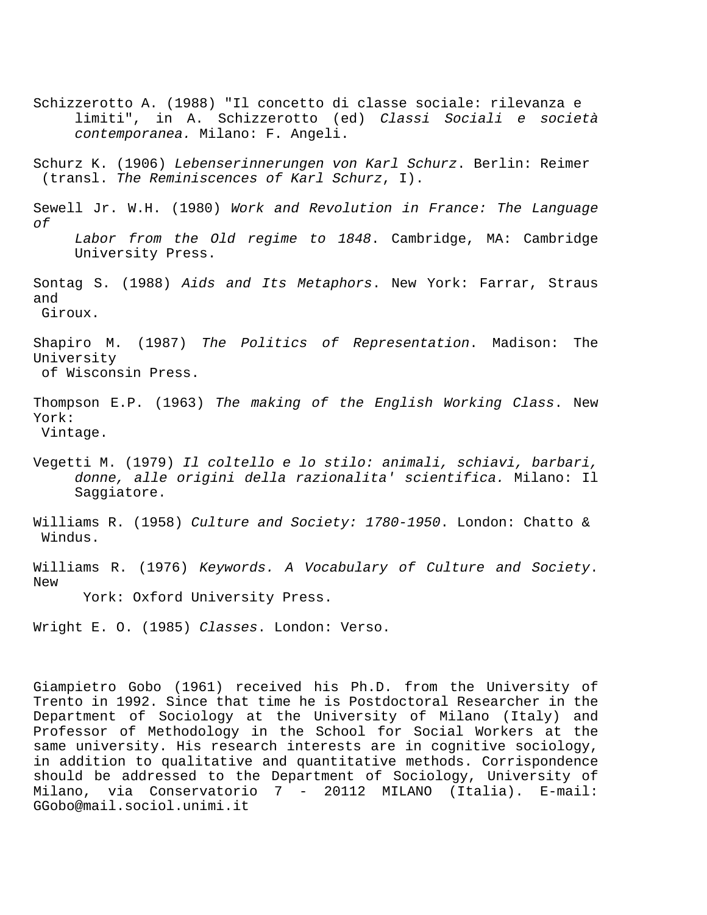Schizzerotto A. (1988) "Il concetto di classe sociale: rilevanza e limiti", in A. Schizzerotto (ed) *Classi Sociali e società contemporanea.* Milano: F. Angeli.

Schurz K. (1906) *Lebenserinnerungen von Karl Schurz*. Berlin: Reimer (transl. *The Reminiscences of Karl Schurz*, I).

Sewell Jr. W.H. (1980) *Work and Revolution in France: The Language of Labor from the Old regime to 1848*. Cambridge, MA: Cambridge University Press.

Sontag S. (1988) *Aids and Its Metaphors*. New York: Farrar, Straus and Giroux.

Shapiro M. (1987) *The Politics of Representation*. Madison: The University of Wisconsin Press.

Thompson E.P. (1963) *The making of the English Working Class*. New York: Vintage.

Vegetti M. (1979) *Il coltello e lo stilo: animali, schiavi, barbari, donne, alle origini della razionalita' scientifica.* Milano: Il Saggiatore.

Williams R. (1958) *Culture and Society: 1780-1950*. London: Chatto & Windus.

Williams R. (1976) *Keywords. A Vocabulary of Culture and Society*. New York: Oxford University Press.

Wright E. O. (1985) *Classes*. London: Verso.

Giampietro Gobo (1961) received his Ph.D. from the University of Trento in 1992. Since that time he is Postdoctoral Researcher in the Department of Sociology at the University of Milano (Italy) and Professor of Methodology in the School for Social Workers at the same university. His research interests are in cognitive sociology, in addition to qualitative and quantitative methods. Corrispondence should be addressed to the Department of Sociology, University of Milano, via Conservatorio 7 - 20112 MILANO (Italia). E-mail: GGobo@mail.sociol.unimi.it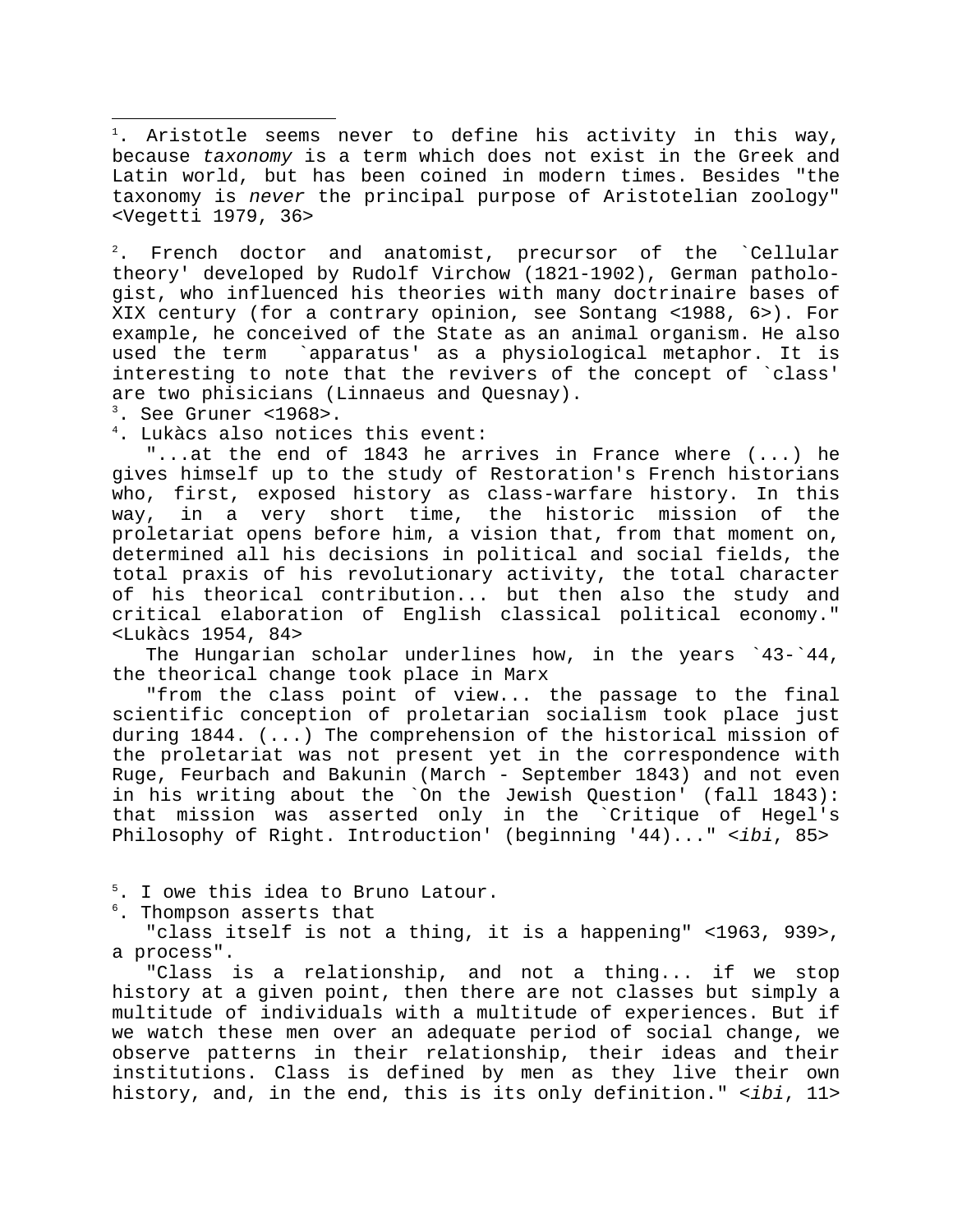[1]. Aristotle seems never to define his activity in this way, because *taxonomy* is a term which does not exist in the Greek and Latin world, but has been coined in modern times. Besides "the taxonomy is *never* the principal purpose of Aristotelian zoology" <Vegetti 1979, 36>

[2]. French doctor and anatomist, precursor of the `Cellular theory' developed by Rudolf Virchow (1821-1902), German pathologist, who influenced his theories with many doctrinaire bases of XIX century (for a contrary opinion, see Sontang <1988, 6>). For example, he conceived of the State as an animal organism. He also used the term `apparatus' as a physiological metaphor. It is interesting to note that the revivers of the concept of `class' are two phisicians (Linnaeus and Quesnay).

[3]. See Gruner <1968>.

[4]. Lukàcs also notices this event:

"...at the end of 1843 he arrives in France where (...) he gives himself up to the study of Restoration's French historians who, first, exposed history as class-warfare history. In this way, in a very short time, the historic mission of the proletariat opens before him, a vision that, from that moment on, determined all his decisions in political and social fields, the total praxis of his revolutionary activity, the total character of his theorical contribution... but then also the study and critical elaboration of English classical political economy." <Lukàcs 1954, 84>

The Hungarian scholar underlines how, in the years `43-`44, the theorical change took place in Marx

"from the class point of view... the passage to the final scientific conception of proletarian socialism took place just during 1844. (...) The comprehension of the historical mission of the proletariat was not present yet in the correspondence with Ruge, Feurbach and Bakunin (March - September 1843) and not even in his writing about the `On the Jewish Question' (fall 1843): that mission was asserted only in the `Critique of Hegel's Philosophy of Right. Introduction' (beginning '44)..." <*ibi*, 85>

[5]. I owe this idea to Bruno Latour.

[6]. Thompson asserts that

"class itself is not a thing, it is a happening" <1963, 939>, a process".

"Class is a relationship, and not a thing... if we stop history at a given point, then there are not classes but simply a multitude of individuals with a multitude of experiences. But if we watch these men over an adequate period of social change, we observe patterns in their relationship, their ideas and their institutions. Class is defined by men as they live their own history, and, in the end, this is its only definition." <*ibi*, 11>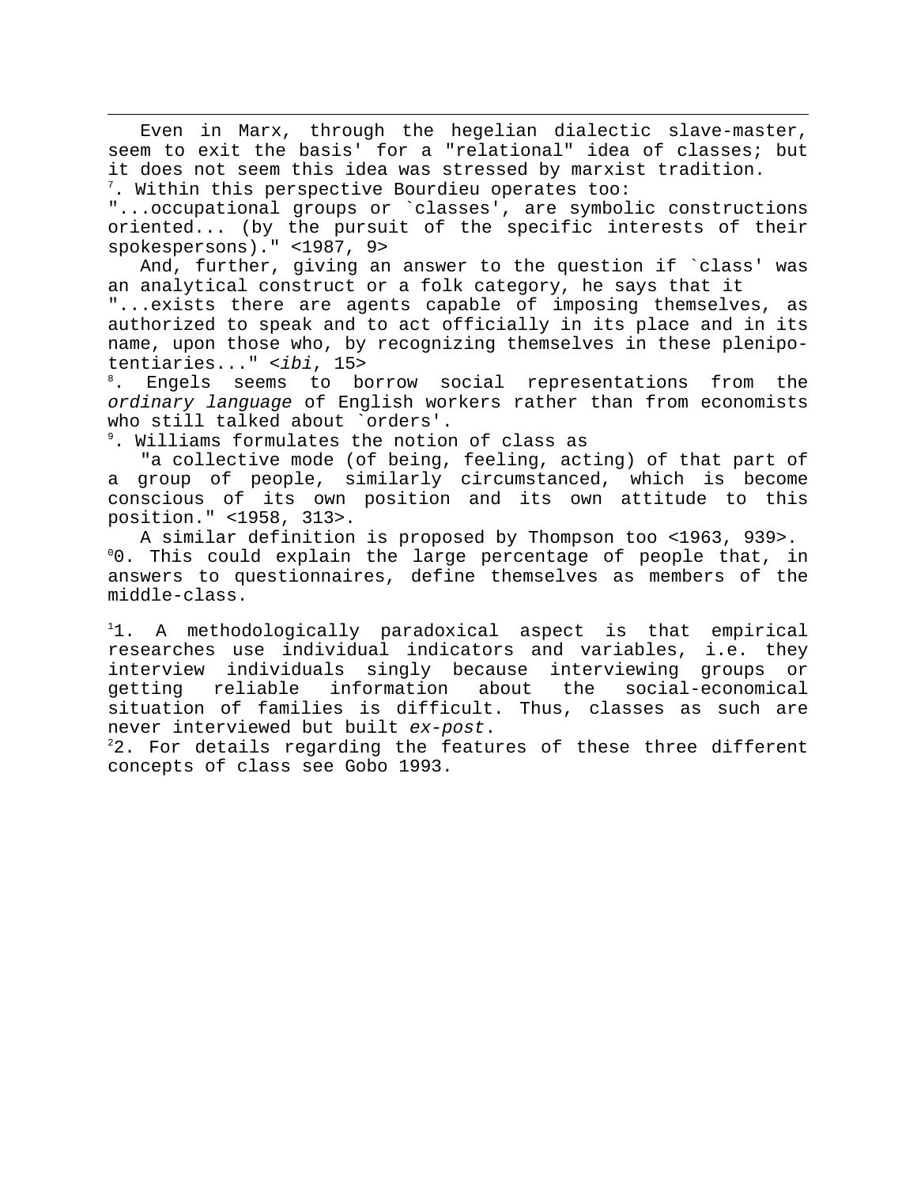Even in Marx, through the hegelian dialectic slave-master, seem to exit the basis' for a "relational" idea of classes; but it does not seem this idea was stressed by marxist tradition.

[7]. Within this perspective Bourdieu operates too:

"...occupational groups or `classes', are symbolic constructions oriented... (by the pursuit of the specific interests of their spokespersons)." <1987, 9>

And, further, giving an answer to the question if `class' was an analytical construct or a folk category, he says that it

"...exists there are agents capable of imposing themselves, as authorized to speak and to act officially in its place and in its name, upon those who, by recognizing themselves in these plenipotentiaries..." <*ibi*, 15>

[8]. Engels seems to borrow social representations from the *ordinary language* of English workers rather than from economists who still talked about `orders'.

[9]. Williams formulates the notion of class as

"a collective mode (of being, feeling, acting) of that part of a group of people, similarly circumstanced, which is become conscious of its own position and its own attitude to this position." <1958, 313>.

A similar definition is proposed by Thompson too <1963, 939>.

[0]0. This could explain the large percentage of people that, in answers to questionnaires, define themselves as members of the middle-class.

[1]1. A methodologically paradoxical aspect is that empirical researches use individual indicators and variables, i.e. they interview individuals singly because interviewing groups or getting reliable information about the social-economical situation of families is difficult. Thus, classes as such are never interviewed but built *ex-post*.

[2]2. For details regarding the features of these three different concepts of class see Gobo 1993.